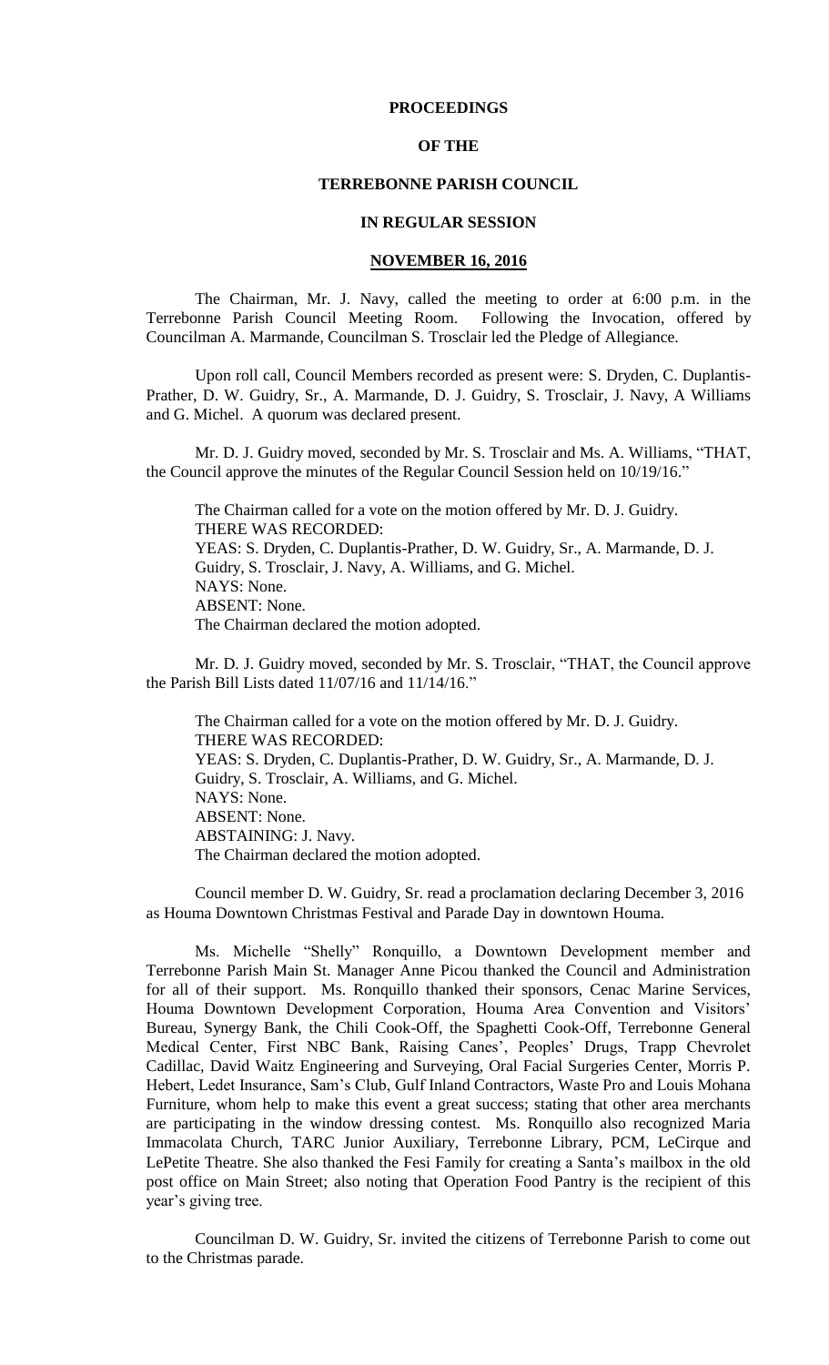# PROCEEDINGS

# OF THE

# TERREBONNE PARISH COUNCIL

# IN REGULAR SESSION

## NOVEMBER 16, 2016

The Chairman, Mr. J. Navy, called the meeting to order at 6:00 p.m. in the Terrebonne Parish Council Meeting Room. Following the Invocation, offered by Councilman A. Marmande, Councilman S. Trosclair led the Pledge of Allegiance.

Upon roll call, Council Members recorded as present were: S. Dryden, C. Duplantis-Prather, D. W. Guidry, Sr., A. Marmande, D. J. Guidry, S. Trosclair, J. Navy, A Williams and G. Michel. A quorum was declared present.

Mr. D. J. Guidry moved, seconded by Mr. S. Trosclair and Ms. A. Williams, "THAT, the Council approve the minutes of the Regular Council Session held on 10/19/16."

The Chairman called for a vote on the motion offered by Mr. D. J. Guidry.
THERE WAS RECORDED:
YEAS: S. Dryden, C. Duplantis-Prather, D. W. Guidry, Sr., A. Marmande, D. J. Guidry, S. Trosclair, J. Navy, A. Williams, and G. Michel.
NAYS: None.
ABSENT: None.
The Chairman declared the motion adopted.

Mr. D. J. Guidry moved, seconded by Mr. S. Trosclair, "THAT, the Council approve the Parish Bill Lists dated 11/07/16 and 11/14/16."

The Chairman called for a vote on the motion offered by Mr. D. J. Guidry.
THERE WAS RECORDED:
YEAS: S. Dryden, C. Duplantis-Prather, D. W. Guidry, Sr., A. Marmande, D. J. Guidry, S. Trosclair, A. Williams, and G. Michel.
NAYS: None.
ABSENT: None.
ABSTAINING: J. Navy.
The Chairman declared the motion adopted.

Council member D. W. Guidry, Sr. read a proclamation declaring December 3, 2016 as Houma Downtown Christmas Festival and Parade Day in downtown Houma.

Ms. Michelle "Shelly" Ronquillo, a Downtown Development member and Terrebonne Parish Main St. Manager Anne Picou thanked the Council and Administration for all of their support. Ms. Ronquillo thanked their sponsors, Cenac Marine Services, Houma Downtown Development Corporation, Houma Area Convention and Visitors' Bureau, Synergy Bank, the Chili Cook-Off, the Spaghetti Cook-Off, Terrebonne General Medical Center, First NBC Bank, Raising Canes', Peoples' Drugs, Trapp Chevrolet Cadillac, David Waitz Engineering and Surveying, Oral Facial Surgeries Center, Morris P. Hebert, Ledet Insurance, Sam's Club, Gulf Inland Contractors, Waste Pro and Louis Mohana Furniture, whom help to make this event a great success; stating that other area merchants are participating in the window dressing contest. Ms. Ronquillo also recognized Maria Immacolata Church, TARC Junior Auxiliary, Terrebonne Library, PCM, LeCirque and LePetite Theatre. She also thanked the Fesi Family for creating a Santa's mailbox in the old post office on Main Street; also noting that Operation Food Pantry is the recipient of this year's giving tree.

Councilman D. W. Guidry, Sr. invited the citizens of Terrebonne Parish to come out to the Christmas parade.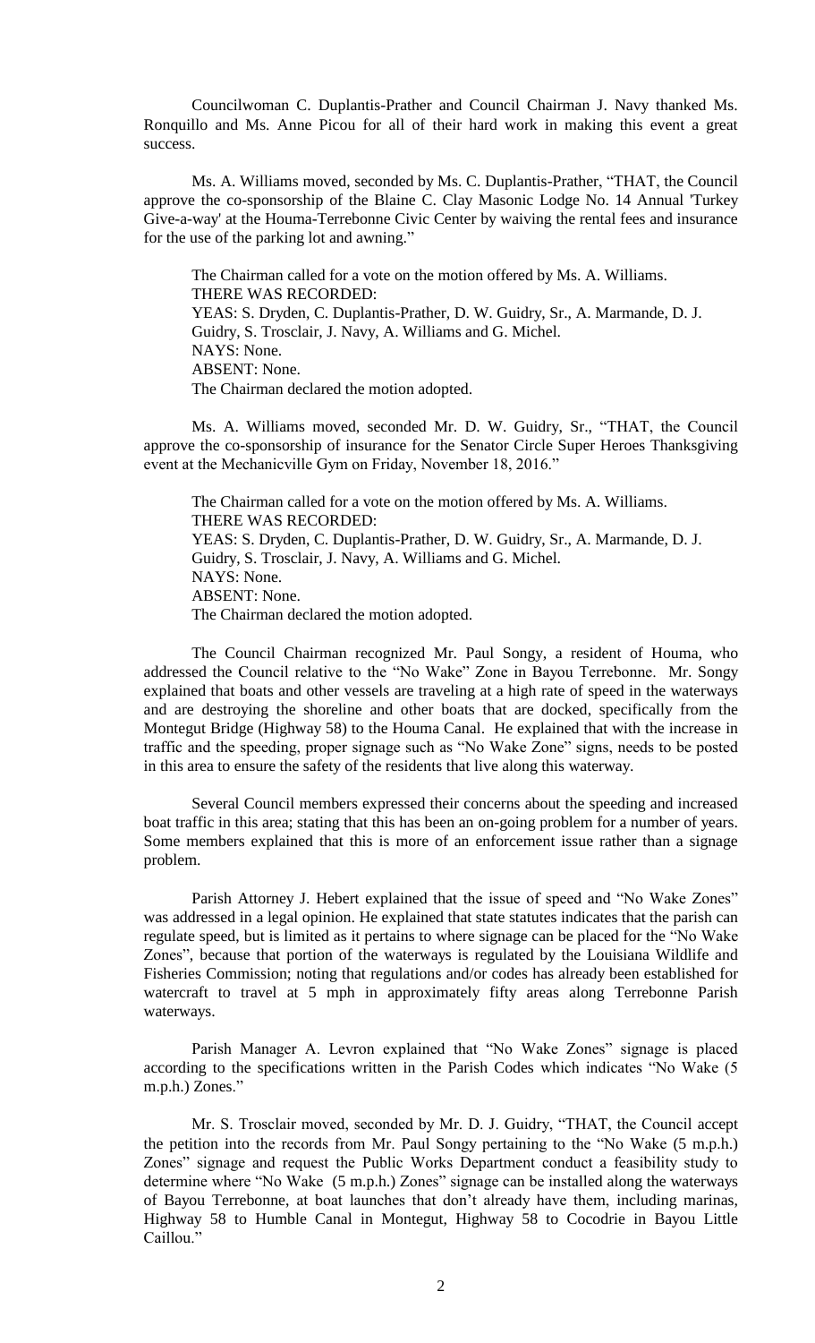Councilwoman C. Duplantis-Prather and Council Chairman J. Navy thanked Ms. Ronquillo and Ms. Anne Picou for all of their hard work in making this event a great success.

Ms. A. Williams moved, seconded by Ms. C. Duplantis-Prather, "THAT, the Council approve the co-sponsorship of the Blaine C. Clay Masonic Lodge No. 14 Annual 'Turkey Give-a-way' at the Houma-Terrebonne Civic Center by waiving the rental fees and insurance for the use of the parking lot and awning."

The Chairman called for a vote on the motion offered by Ms. A. Williams.
THERE WAS RECORDED:
YEAS: S. Dryden, C. Duplantis-Prather, D. W. Guidry, Sr., A. Marmande, D. J. Guidry, S. Trosclair, J. Navy, A. Williams and G. Michel.
NAYS: None.
ABSENT: None.
The Chairman declared the motion adopted.

Ms. A. Williams moved, seconded Mr. D. W. Guidry, Sr., "THAT, the Council approve the co-sponsorship of insurance for the Senator Circle Super Heroes Thanksgiving event at the Mechanicville Gym on Friday, November 18, 2016."

The Chairman called for a vote on the motion offered by Ms. A. Williams.
THERE WAS RECORDED:
YEAS: S. Dryden, C. Duplantis-Prather, D. W. Guidry, Sr., A. Marmande, D. J. Guidry, S. Trosclair, J. Navy, A. Williams and G. Michel.
NAYS: None.
ABSENT: None.
The Chairman declared the motion adopted.

The Council Chairman recognized Mr. Paul Songy, a resident of Houma, who addressed the Council relative to the "No Wake" Zone in Bayou Terrebonne. Mr. Songy explained that boats and other vessels are traveling at a high rate of speed in the waterways and are destroying the shoreline and other boats that are docked, specifically from the Montegut Bridge (Highway 58) to the Houma Canal. He explained that with the increase in traffic and the speeding, proper signage such as "No Wake Zone" signs, needs to be posted in this area to ensure the safety of the residents that live along this waterway.

Several Council members expressed their concerns about the speeding and increased boat traffic in this area; stating that this has been an on-going problem for a number of years. Some members explained that this is more of an enforcement issue rather than a signage problem.

Parish Attorney J. Hebert explained that the issue of speed and "No Wake Zones" was addressed in a legal opinion. He explained that state statutes indicates that the parish can regulate speed, but is limited as it pertains to where signage can be placed for the "No Wake Zones", because that portion of the waterways is regulated by the Louisiana Wildlife and Fisheries Commission; noting that regulations and/or codes has already been established for watercraft to travel at 5 mph in approximately fifty areas along Terrebonne Parish waterways.

Parish Manager A. Levron explained that "No Wake Zones" signage is placed according to the specifications written in the Parish Codes which indicates "No Wake (5 m.p.h.) Zones."

Mr. S. Trosclair moved, seconded by Mr. D. J. Guidry, "THAT, the Council accept the petition into the records from Mr. Paul Songy pertaining to the "No Wake (5 m.p.h.) Zones" signage and request the Public Works Department conduct a feasibility study to determine where "No Wake (5 m.p.h.) Zones" signage can be installed along the waterways of Bayou Terrebonne, at boat launches that don't already have them, including marinas, Highway 58 to Humble Canal in Montegut, Highway 58 to Cocodrie in Bayou Little Caillou."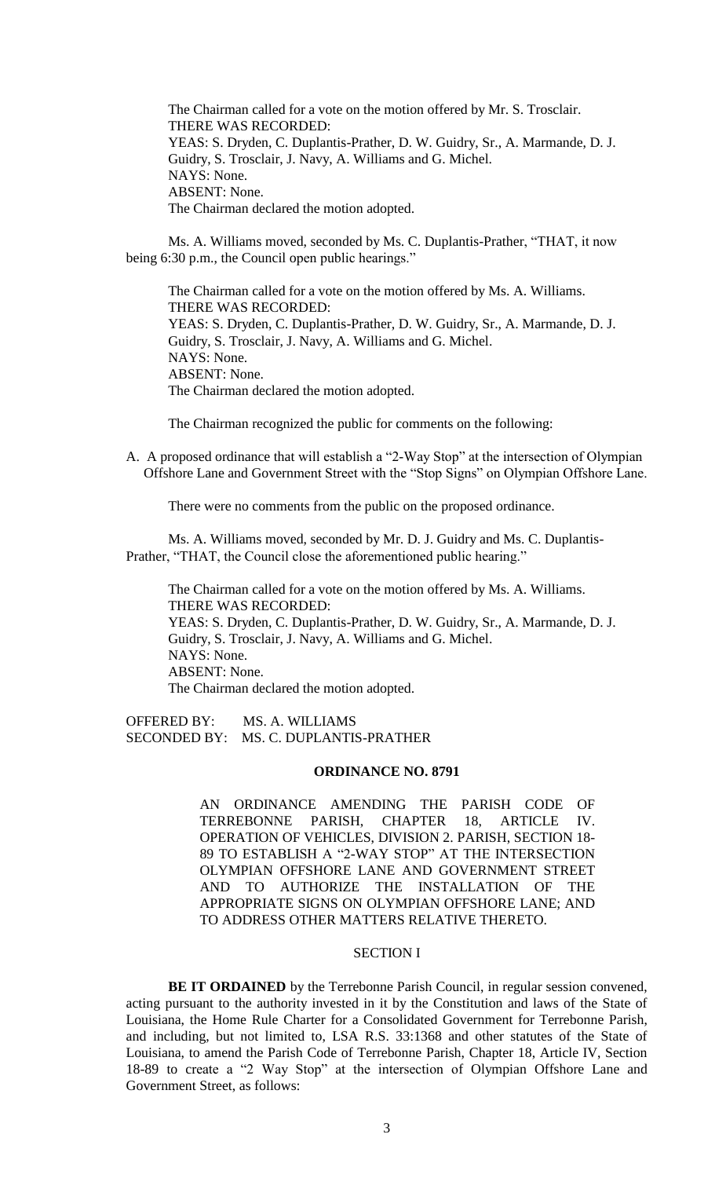The Chairman called for a vote on the motion offered by Mr. S. Trosclair.
THERE WAS RECORDED:
YEAS: S. Dryden, C. Duplantis-Prather, D. W. Guidry, Sr., A. Marmande, D. J. Guidry, S. Trosclair, J. Navy, A. Williams and G. Michel.
NAYS: None.
ABSENT: None.
The Chairman declared the motion adopted.

Ms. A. Williams moved, seconded by Ms. C. Duplantis-Prather, "THAT, it now being 6:30 p.m., the Council open public hearings."

The Chairman called for a vote on the motion offered by Ms. A. Williams.
THERE WAS RECORDED:
YEAS: S. Dryden, C. Duplantis-Prather, D. W. Guidry, Sr., A. Marmande, D. J. Guidry, S. Trosclair, J. Navy, A. Williams and G. Michel.
NAYS: None.
ABSENT: None.
The Chairman declared the motion adopted.

The Chairman recognized the public for comments on the following:

A. A proposed ordinance that will establish a "2-Way Stop" at the intersection of Olympian Offshore Lane and Government Street with the "Stop Signs" on Olympian Offshore Lane.

There were no comments from the public on the proposed ordinance.

Ms. A. Williams moved, seconded by Mr. D. J. Guidry and Ms. C. Duplantis-Prather, "THAT, the Council close the aforementioned public hearing."

The Chairman called for a vote on the motion offered by Ms. A. Williams.
THERE WAS RECORDED:
YEAS: S. Dryden, C. Duplantis-Prather, D. W. Guidry, Sr., A. Marmande, D. J. Guidry, S. Trosclair, J. Navy, A. Williams and G. Michel.
NAYS: None.
ABSENT: None.
The Chairman declared the motion adopted.

OFFERED BY: MS. A. WILLIAMS
SECONDED BY: MS. C. DUPLANTIS-PRATHER

**ORDINANCE NO. 8791**

AN ORDINANCE AMENDING THE PARISH CODE OF TERREBONNE PARISH, CHAPTER 18, ARTICLE IV. OPERATION OF VEHICLES, DIVISION 2. PARISH, SECTION 18-89 TO ESTABLISH A "2-WAY STOP" AT THE INTERSECTION OLYMPIAN OFFSHORE LANE AND GOVERNMENT STREET AND TO AUTHORIZE THE INSTALLATION OF THE APPROPRIATE SIGNS ON OLYMPIAN OFFSHORE LANE; AND TO ADDRESS OTHER MATTERS RELATIVE THERETO.

SECTION I

**BE IT ORDAINED** by the Terrebonne Parish Council, in regular session convened, acting pursuant to the authority invested in it by the Constitution and laws of the State of Louisiana, the Home Rule Charter for a Consolidated Government for Terrebonne Parish, and including, but not limited to, LSA R.S. 33:1368 and other statutes of the State of Louisiana, to amend the Parish Code of Terrebonne Parish, Chapter 18, Article IV, Section 18-89 to create a "2 Way Stop" at the intersection of Olympian Offshore Lane and Government Street, as follows: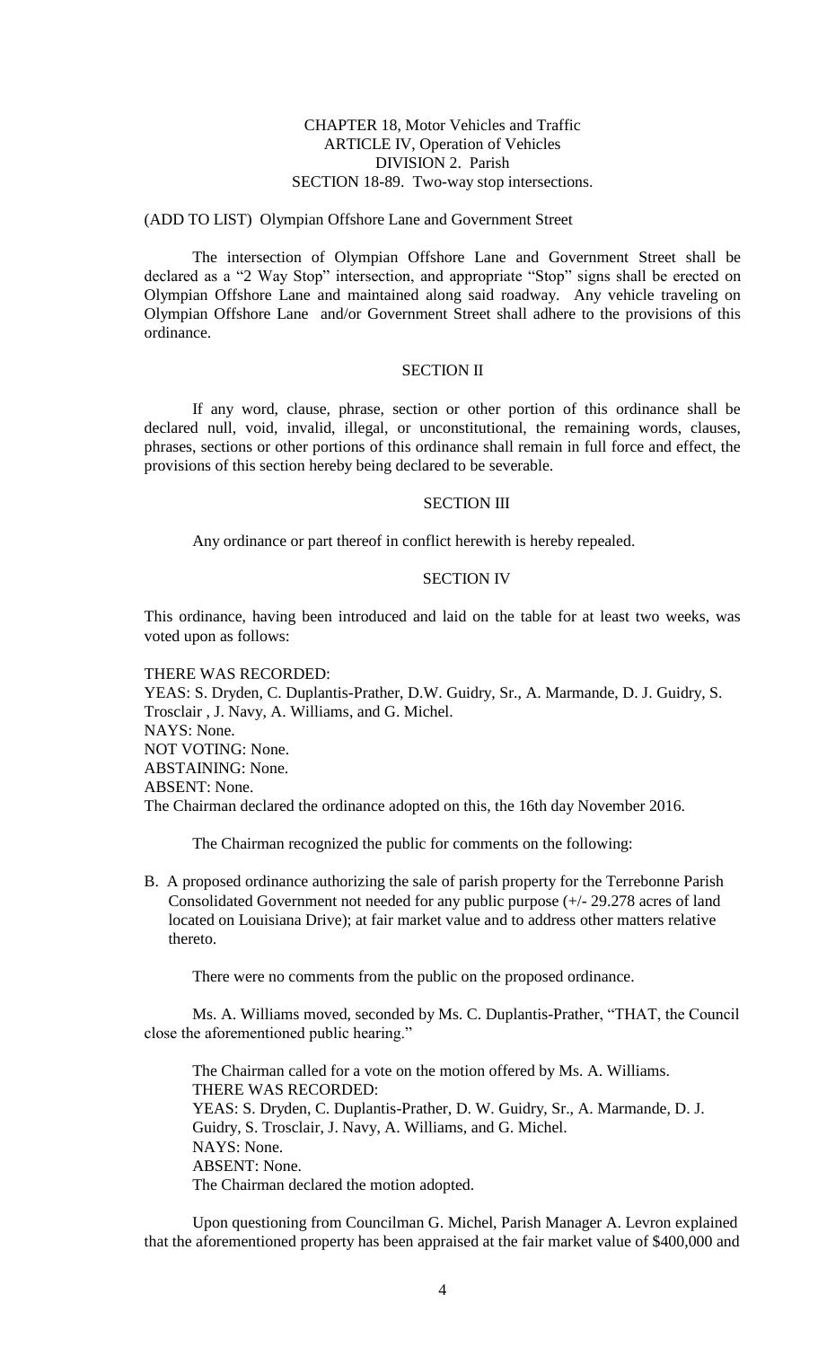CHAPTER 18, Motor Vehicles and Traffic
ARTICLE IV, Operation of Vehicles
DIVISION 2. Parish
SECTION 18-89. Two-way stop intersections.

(ADD TO LIST) Olympian Offshore Lane and Government Street

The intersection of Olympian Offshore Lane and Government Street shall be declared as a "2 Way Stop" intersection, and appropriate "Stop" signs shall be erected on Olympian Offshore Lane and maintained along said roadway. Any vehicle traveling on Olympian Offshore Lane and/or Government Street shall adhere to the provisions of this ordinance.

SECTION II

If any word, clause, phrase, section or other portion of this ordinance shall be declared null, void, invalid, illegal, or unconstitutional, the remaining words, clauses, phrases, sections or other portions of this ordinance shall remain in full force and effect, the provisions of this section hereby being declared to be severable.

SECTION III

Any ordinance or part thereof in conflict herewith is hereby repealed.

SECTION IV

This ordinance, having been introduced and laid on the table for at least two weeks, was voted upon as follows:

THERE WAS RECORDED:
YEAS: S. Dryden, C. Duplantis-Prather, D.W. Guidry, Sr., A. Marmande, D. J. Guidry, S. Trosclair , J. Navy, A. Williams, and G. Michel.
NAYS: None.
NOT VOTING: None.
ABSTAINING: None.
ABSENT: None.
The Chairman declared the ordinance adopted on this, the 16th day November 2016.

The Chairman recognized the public for comments on the following:

B. A proposed ordinance authorizing the sale of parish property for the Terrebonne Parish Consolidated Government not needed for any public purpose (+/- 29.278 acres of land located on Louisiana Drive); at fair market value and to address other matters relative thereto.

There were no comments from the public on the proposed ordinance.

Ms. A. Williams moved, seconded by Ms. C. Duplantis-Prather, "THAT, the Council close the aforementioned public hearing."

The Chairman called for a vote on the motion offered by Ms. A. Williams.
THERE WAS RECORDED:
YEAS: S. Dryden, C. Duplantis-Prather, D. W. Guidry, Sr., A. Marmande, D. J. Guidry, S. Trosclair, J. Navy, A. Williams, and G. Michel.
NAYS: None.
ABSENT: None.
The Chairman declared the motion adopted.

Upon questioning from Councilman G. Michel, Parish Manager A. Levron explained that the aforementioned property has been appraised at the fair market value of $400,000 and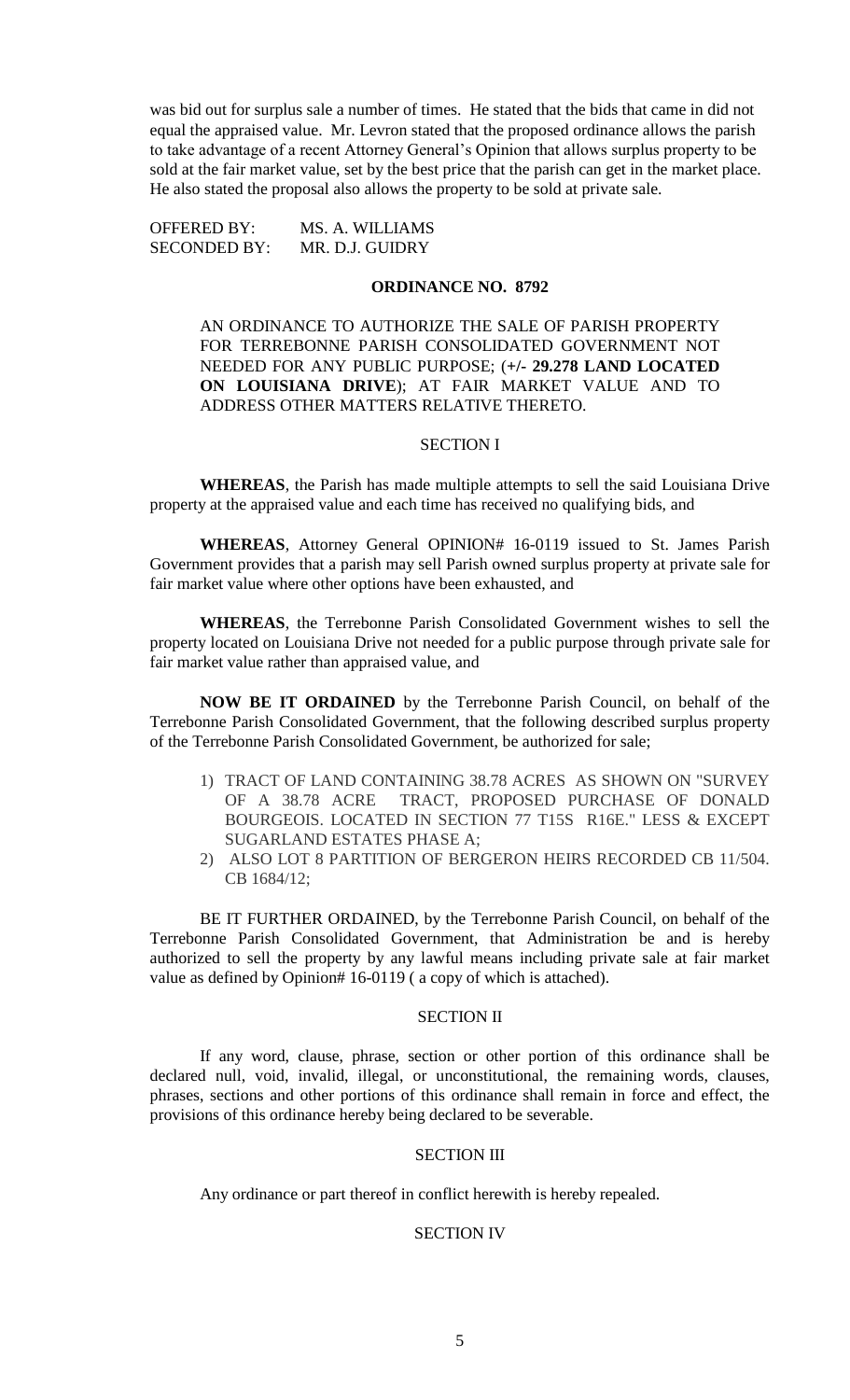was bid out for surplus sale a number of times. He stated that the bids that came in did not equal the appraised value. Mr. Levron stated that the proposed ordinance allows the parish to take advantage of a recent Attorney General's Opinion that allows surplus property to be sold at the fair market value, set by the best price that the parish can get in the market place. He also stated the proposal also allows the property to be sold at private sale.

OFFERED BY: MS. A. WILLIAMS
SECONDED BY: MR. D.J. GUIDRY

**ORDINANCE NO. 8792**

AN ORDINANCE TO AUTHORIZE THE SALE OF PARISH PROPERTY FOR TERREBONNE PARISH CONSOLIDATED GOVERNMENT NOT NEEDED FOR ANY PUBLIC PURPOSE; (**+/- 29.278 LAND LOCATED ON LOUISIANA DRIVE**); AT FAIR MARKET VALUE AND TO ADDRESS OTHER MATTERS RELATIVE THERETO.

SECTION I

**WHEREAS**, the Parish has made multiple attempts to sell the said Louisiana Drive property at the appraised value and each time has received no qualifying bids, and

**WHEREAS**, Attorney General OPINION# 16-0119 issued to St. James Parish Government provides that a parish may sell Parish owned surplus property at private sale for fair market value where other options have been exhausted, and

**WHEREAS**, the Terrebonne Parish Consolidated Government wishes to sell the property located on Louisiana Drive not needed for a public purpose through private sale for fair market value rather than appraised value, and

**NOW BE IT ORDAINED** by the Terrebonne Parish Council, on behalf of the Terrebonne Parish Consolidated Government, that the following described surplus property of the Terrebonne Parish Consolidated Government, be authorized for sale;

1) TRACT OF LAND CONTAINING 38.78 ACRES AS SHOWN ON "SURVEY OF A 38.78 ACRE TRACT, PROPOSED PURCHASE OF DONALD BOURGEOIS. LOCATED IN SECTION 77 T15S R16E." LESS & EXCEPT SUGARLAND ESTATES PHASE A;
2) ALSO LOT 8 PARTITION OF BERGERON HEIRS RECORDED CB 11/504. CB 1684/12;

BE IT FURTHER ORDAINED, by the Terrebonne Parish Council, on behalf of the Terrebonne Parish Consolidated Government, that Administration be and is hereby authorized to sell the property by any lawful means including private sale at fair market value as defined by Opinion# 16-0119 ( a copy of which is attached).

SECTION II

If any word, clause, phrase, section or other portion of this ordinance shall be declared null, void, invalid, illegal, or unconstitutional, the remaining words, clauses, phrases, sections and other portions of this ordinance shall remain in force and effect, the provisions of this ordinance hereby being declared to be severable.

SECTION III

Any ordinance or part thereof in conflict herewith is hereby repealed.

SECTION IV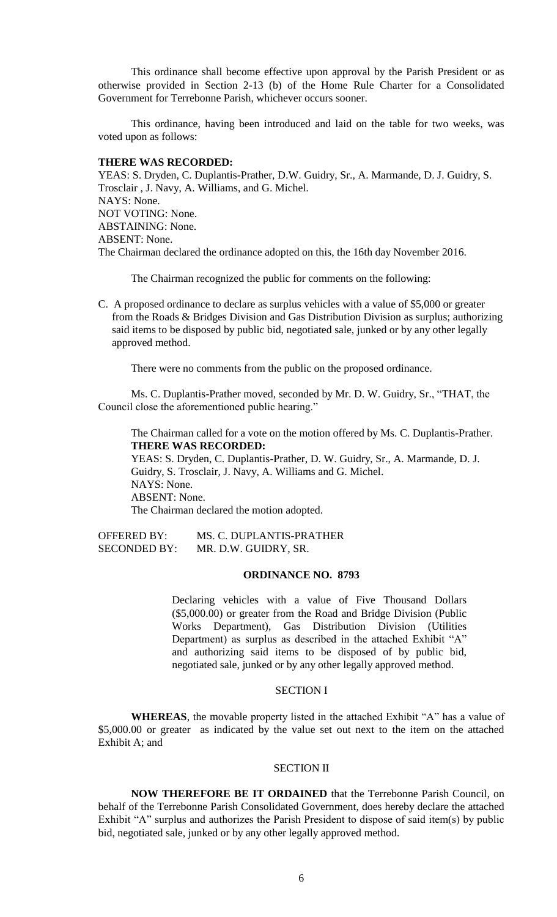This ordinance shall become effective upon approval by the Parish President or as otherwise provided in Section 2-13 (b) of the Home Rule Charter for a Consolidated Government for Terrebonne Parish, whichever occurs sooner.

This ordinance, having been introduced and laid on the table for two weeks, was voted upon as follows:

**THERE WAS RECORDED:**
YEAS: S. Dryden, C. Duplantis-Prather, D.W. Guidry, Sr., A. Marmande, D. J. Guidry, S. Trosclair , J. Navy, A. Williams, and G. Michel.
NAYS: None.
NOT VOTING: None.
ABSTAINING: None.
ABSENT: None.
The Chairman declared the ordinance adopted on this, the 16th day November 2016.

The Chairman recognized the public for comments on the following:

C. A proposed ordinance to declare as surplus vehicles with a value of $5,000 or greater from the Roads & Bridges Division and Gas Distribution Division as surplus; authorizing said items to be disposed by public bid, negotiated sale, junked or by any other legally approved method.

There were no comments from the public on the proposed ordinance.

Ms. C. Duplantis-Prather moved, seconded by Mr. D. W. Guidry, Sr., "THAT, the Council close the aforementioned public hearing."

The Chairman called for a vote on the motion offered by Ms. C. Duplantis-Prather.
**THERE WAS RECORDED:**
YEAS: S. Dryden, C. Duplantis-Prather, D. W. Guidry, Sr., A. Marmande, D. J. Guidry, S. Trosclair, J. Navy, A. Williams and G. Michel.
NAYS: None.
ABSENT: None.
The Chairman declared the motion adopted.

OFFERED BY: MS. C. DUPLANTIS-PRATHER
SECONDED BY: MR. D.W. GUIDRY, SR.

**ORDINANCE NO. 8793**

Declaring vehicles with a value of Five Thousand Dollars ($5,000.00) or greater from the Road and Bridge Division (Public Works Department), Gas Distribution Division (Utilities Department) as surplus as described in the attached Exhibit "A" and authorizing said items to be disposed of by public bid, negotiated sale, junked or by any other legally approved method.

SECTION I

**WHEREAS**, the movable property listed in the attached Exhibit "A" has a value of $5,000.00 or greater as indicated by the value set out next to the item on the attached Exhibit A; and

SECTION II

**NOW THEREFORE BE IT ORDAINED** that the Terrebonne Parish Council, on behalf of the Terrebonne Parish Consolidated Government, does hereby declare the attached Exhibit "A" surplus and authorizes the Parish President to dispose of said item(s) by public bid, negotiated sale, junked or by any other legally approved method.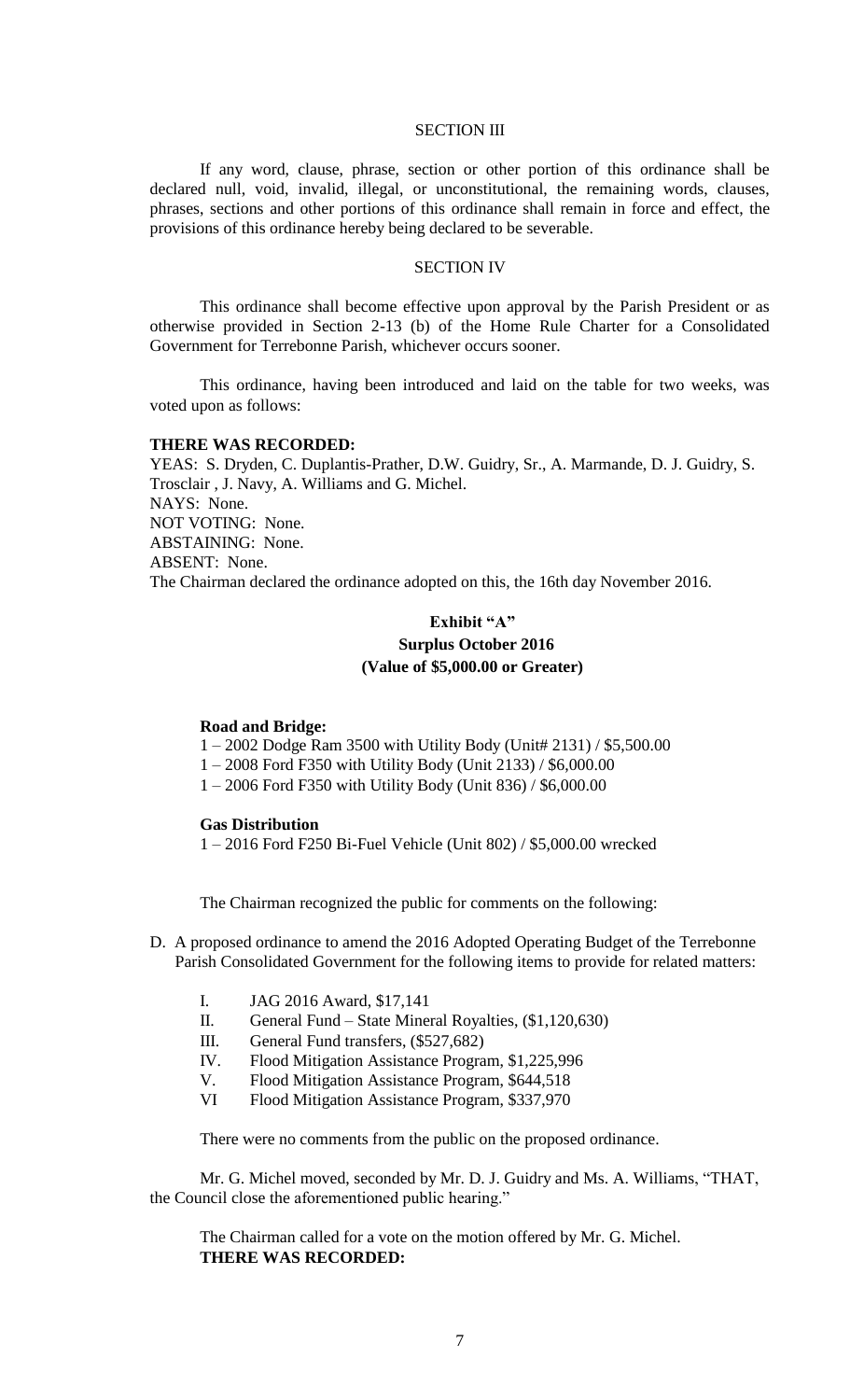### SECTION III

If any word, clause, phrase, section or other portion of this ordinance shall be declared null, void, invalid, illegal, or unconstitutional, the remaining words, clauses, phrases, sections and other portions of this ordinance shall remain in force and effect, the provisions of this ordinance hereby being declared to be severable.

### SECTION IV

This ordinance shall become effective upon approval by the Parish President or as otherwise provided in Section 2-13 (b) of the Home Rule Charter for a Consolidated Government for Terrebonne Parish, whichever occurs sooner.

This ordinance, having been introduced and laid on the table for two weeks, was voted upon as follows:

**THERE WAS RECORDED:**
YEAS: S. Dryden, C. Duplantis-Prather, D.W. Guidry, Sr., A. Marmande, D. J. Guidry, S. Trosclair , J. Navy, A. Williams and G. Michel.
NAYS: None.
NOT VOTING: None.
ABSTAINING: None.
ABSENT: None.
The Chairman declared the ordinance adopted on this, the 16th day November 2016.

**Exhibit "A"**
**Surplus October 2016**
**(Value of $5,000.00 or Greater)**

**Road and Bridge:**
1 – 2002 Dodge Ram 3500 with Utility Body (Unit# 2131) / $5,500.00
1 – 2008 Ford F350 with Utility Body (Unit 2133) / $6,000.00
1 – 2006 Ford F350 with Utility Body (Unit 836) / $6,000.00

**Gas Distribution**
1 – 2016 Ford F250 Bi-Fuel Vehicle (Unit 802) / $5,000.00 wrecked

The Chairman recognized the public for comments on the following:

D. A proposed ordinance to amend the 2016 Adopted Operating Budget of the Terrebonne Parish Consolidated Government for the following items to provide for related matters:

   I. JAG 2016 Award, $17,141
   II. General Fund – State Mineral Royalties, ($1,120,630)
   III. General Fund transfers, ($527,682)
   IV. Flood Mitigation Assistance Program, $1,225,996
   V. Flood Mitigation Assistance Program, $644,518
   VI Flood Mitigation Assistance Program, $337,970

There were no comments from the public on the proposed ordinance.

Mr. G. Michel moved, seconded by Mr. D. J. Guidry and Ms. A. Williams, "THAT, the Council close the aforementioned public hearing."

The Chairman called for a vote on the motion offered by Mr. G. Michel.
**THERE WAS RECORDED:**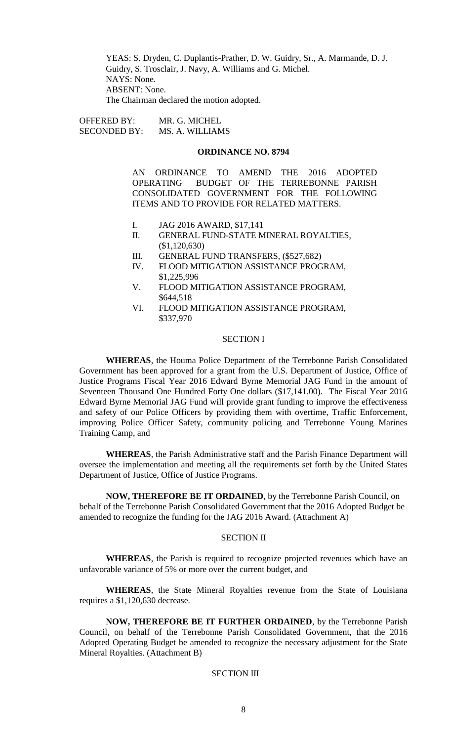YEAS: S. Dryden, C. Duplantis-Prather, D. W. Guidry, Sr., A. Marmande, D. J. Guidry, S. Trosclair, J. Navy, A. Williams and G. Michel.
NAYS: None.
ABSENT: None.
The Chairman declared the motion adopted.

OFFERED BY: MR. G. MICHEL
SECONDED BY: MS. A. WILLIAMS

**ORDINANCE NO. 8794**

AN ORDINANCE TO AMEND THE 2016 ADOPTED OPERATING BUDGET OF THE TERREBONNE PARISH CONSOLIDATED GOVERNMENT FOR THE FOLLOWING ITEMS AND TO PROVIDE FOR RELATED MATTERS.

I. JAG 2016 AWARD, $17,141
II. GENERAL FUND-STATE MINERAL ROYALTIES, ($1,120,630)
III. GENERAL FUND TRANSFERS, ($527,682)
IV. FLOOD MITIGATION ASSISTANCE PROGRAM, $1,225,996
V. FLOOD MITIGATION ASSISTANCE PROGRAM, $644,518
VI. FLOOD MITIGATION ASSISTANCE PROGRAM, $337,970

SECTION I

**WHEREAS**, the Houma Police Department of the Terrebonne Parish Consolidated Government has been approved for a grant from the U.S. Department of Justice, Office of Justice Programs Fiscal Year 2016 Edward Byrne Memorial JAG Fund in the amount of Seventeen Thousand One Hundred Forty One dollars ($17,141.00). The Fiscal Year 2016 Edward Byrne Memorial JAG Fund will provide grant funding to improve the effectiveness and safety of our Police Officers by providing them with overtime, Traffic Enforcement, improving Police Officer Safety, community policing and Terrebonne Young Marines Training Camp, and

**WHEREAS**, the Parish Administrative staff and the Parish Finance Department will oversee the implementation and meeting all the requirements set forth by the United States Department of Justice, Office of Justice Programs.

**NOW, THEREFORE BE IT ORDAINED**, by the Terrebonne Parish Council, on behalf of the Terrebonne Parish Consolidated Government that the 2016 Adopted Budget be amended to recognize the funding for the JAG 2016 Award. (Attachment A)

SECTION II

**WHEREAS**, the Parish is required to recognize projected revenues which have an unfavorable variance of 5% or more over the current budget, and

**WHEREAS**, the State Mineral Royalties revenue from the State of Louisiana requires a $1,120,630 decrease.

**NOW, THEREFORE BE IT FURTHER ORDAINED**, by the Terrebonne Parish Council, on behalf of the Terrebonne Parish Consolidated Government, that the 2016 Adopted Operating Budget be amended to recognize the necessary adjustment for the State Mineral Royalties. (Attachment B)

SECTION III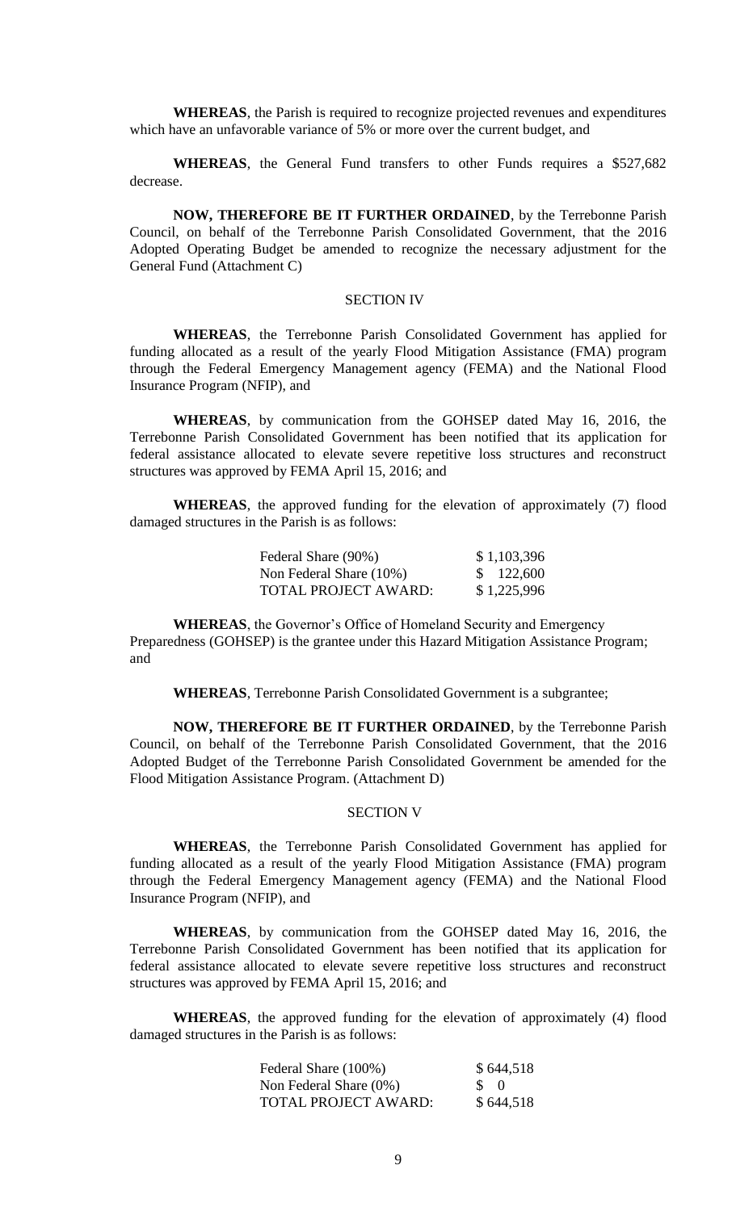**WHEREAS**, the Parish is required to recognize projected revenues and expenditures which have an unfavorable variance of 5% or more over the current budget, and

**WHEREAS**, the General Fund transfers to other Funds requires a $527,682 decrease.

**NOW, THEREFORE BE IT FURTHER ORDAINED**, by the Terrebonne Parish Council, on behalf of the Terrebonne Parish Consolidated Government, that the 2016 Adopted Operating Budget be amended to recognize the necessary adjustment for the General Fund (Attachment C)

SECTION IV

**WHEREAS**, the Terrebonne Parish Consolidated Government has applied for funding allocated as a result of the yearly Flood Mitigation Assistance (FMA) program through the Federal Emergency Management agency (FEMA) and the National Flood Insurance Program (NFIP), and

**WHEREAS**, by communication from the GOHSEP dated May 16, 2016, the Terrebonne Parish Consolidated Government has been notified that its application for federal assistance allocated to elevate severe repetitive loss structures and reconstruct structures was approved by FEMA April 15, 2016; and

**WHEREAS**, the approved funding for the elevation of approximately (7) flood damaged structures in the Parish is as follows:

| | |
|---|---|
| Federal Share (90%) | $ 1,103,396 |
| Non Federal Share (10%) | $ 122,600 |
| TOTAL PROJECT AWARD: | $ 1,225,996 |

**WHEREAS**, the Governor's Office of Homeland Security and Emergency Preparedness (GOHSEP) is the grantee under this Hazard Mitigation Assistance Program; and

**WHEREAS**, Terrebonne Parish Consolidated Government is a subgrantee;

**NOW, THEREFORE BE IT FURTHER ORDAINED**, by the Terrebonne Parish Council, on behalf of the Terrebonne Parish Consolidated Government, that the 2016 Adopted Budget of the Terrebonne Parish Consolidated Government be amended for the Flood Mitigation Assistance Program. (Attachment D)

SECTION V

**WHEREAS**, the Terrebonne Parish Consolidated Government has applied for funding allocated as a result of the yearly Flood Mitigation Assistance (FMA) program through the Federal Emergency Management agency (FEMA) and the National Flood Insurance Program (NFIP), and

**WHEREAS**, by communication from the GOHSEP dated May 16, 2016, the Terrebonne Parish Consolidated Government has been notified that its application for federal assistance allocated to elevate severe repetitive loss structures and reconstruct structures was approved by FEMA April 15, 2016; and

**WHEREAS**, the approved funding for the elevation of approximately (4) flood damaged structures in the Parish is as follows:

| | |
|---|---|
| Federal Share (100%) | $ 644,518 |
| Non Federal Share (0%) | $ 0 |
| TOTAL PROJECT AWARD: | $ 644,518 |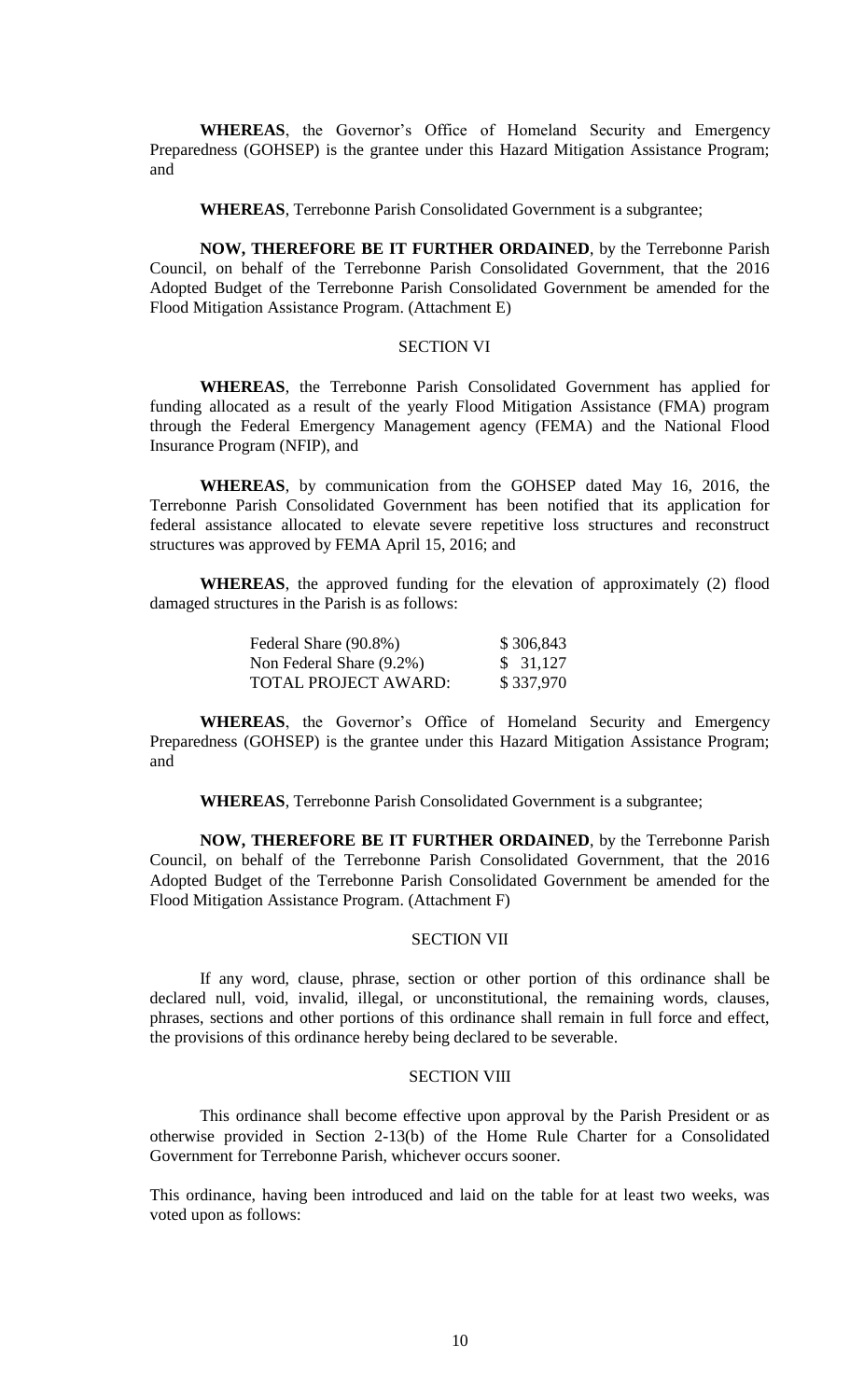**WHEREAS**, the Governor's Office of Homeland Security and Emergency Preparedness (GOHSEP) is the grantee under this Hazard Mitigation Assistance Program; and

**WHEREAS**, Terrebonne Parish Consolidated Government is a subgrantee;

**NOW, THEREFORE BE IT FURTHER ORDAINED**, by the Terrebonne Parish Council, on behalf of the Terrebonne Parish Consolidated Government, that the 2016 Adopted Budget of the Terrebonne Parish Consolidated Government be amended for the Flood Mitigation Assistance Program. (Attachment E)

## SECTION VI

**WHEREAS**, the Terrebonne Parish Consolidated Government has applied for funding allocated as a result of the yearly Flood Mitigation Assistance (FMA) program through the Federal Emergency Management agency (FEMA) and the National Flood Insurance Program (NFIP), and

**WHEREAS**, by communication from the GOHSEP dated May 16, 2016, the Terrebonne Parish Consolidated Government has been notified that its application for federal assistance allocated to elevate severe repetitive loss structures and reconstruct structures was approved by FEMA April 15, 2016; and

**WHEREAS**, the approved funding for the elevation of approximately (2) flood damaged structures in the Parish is as follows:

| | |
|---|---|
| Federal Share (90.8%) | \$ 306,843 |
| Non Federal Share (9.2%) | \$ 31,127 |
| TOTAL PROJECT AWARD: | \$ 337,970 |

**WHEREAS**, the Governor's Office of Homeland Security and Emergency Preparedness (GOHSEP) is the grantee under this Hazard Mitigation Assistance Program; and

**WHEREAS**, Terrebonne Parish Consolidated Government is a subgrantee;

**NOW, THEREFORE BE IT FURTHER ORDAINED**, by the Terrebonne Parish Council, on behalf of the Terrebonne Parish Consolidated Government, that the 2016 Adopted Budget of the Terrebonne Parish Consolidated Government be amended for the Flood Mitigation Assistance Program. (Attachment F)

## SECTION VII

If any word, clause, phrase, section or other portion of this ordinance shall be declared null, void, invalid, illegal, or unconstitutional, the remaining words, clauses, phrases, sections and other portions of this ordinance shall remain in full force and effect, the provisions of this ordinance hereby being declared to be severable.

## SECTION VIII

This ordinance shall become effective upon approval by the Parish President or as otherwise provided in Section 2-13(b) of the Home Rule Charter for a Consolidated Government for Terrebonne Parish, whichever occurs sooner.

This ordinance, having been introduced and laid on the table for at least two weeks, was voted upon as follows: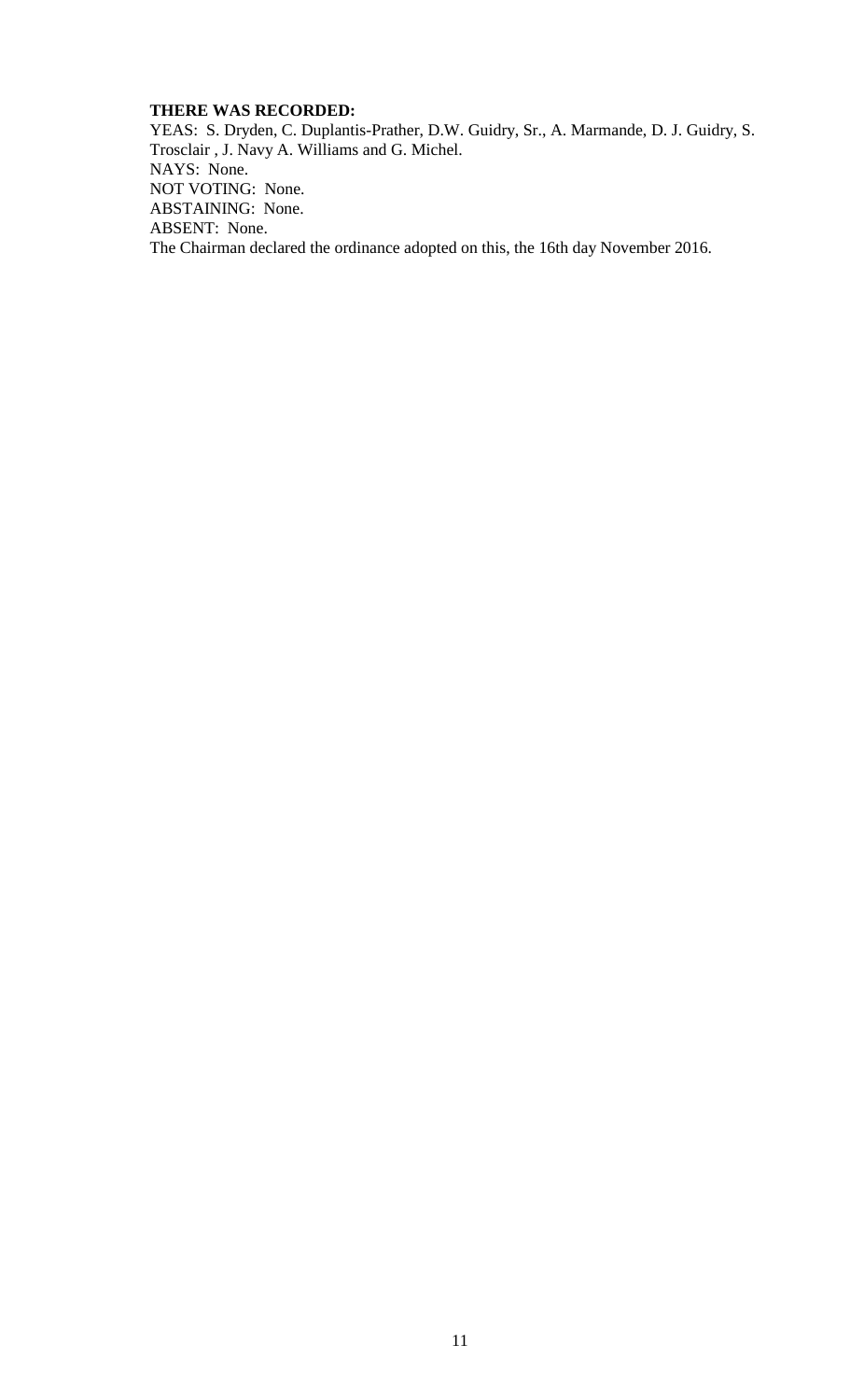**THERE WAS RECORDED:**

YEAS: S. Dryden, C. Duplantis-Prather, D.W. Guidry, Sr., A. Marmande, D. J. Guidry, S. Trosclair , J. Navy A. Williams and G. Michel.

NAYS: None.

NOT VOTING: None.

ABSTAINING: None.

ABSENT: None.

The Chairman declared the ordinance adopted on this, the 16th day November 2016.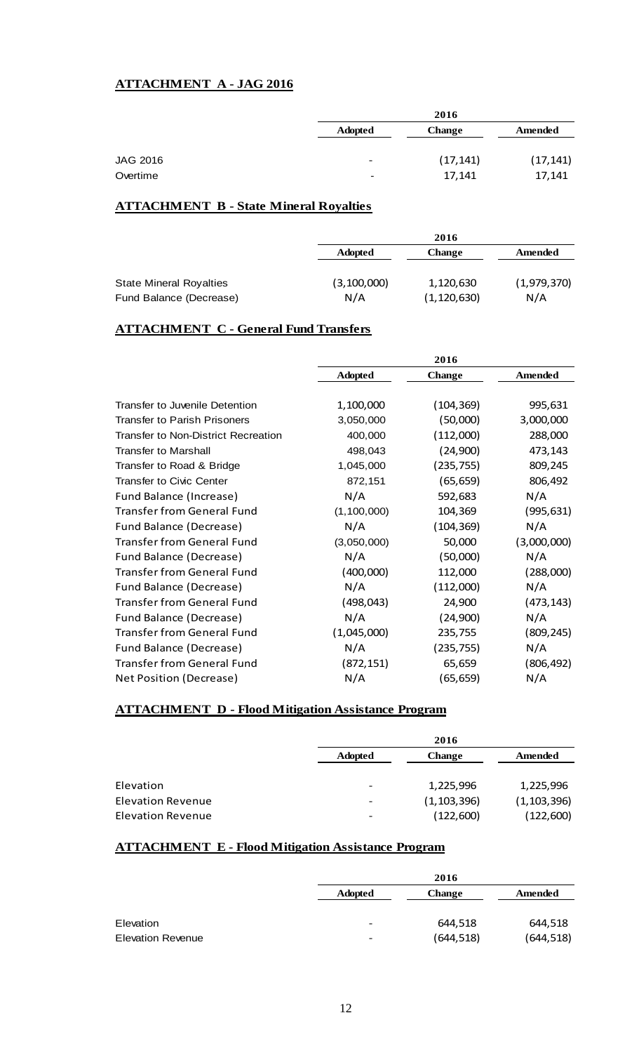**ATTACHMENT A - JAG 2016**

| | 2016 | | |
|---|---|---|---|
| | Adopted | Change | Amended |
| JAG 2016 | - | (17,141) | (17,141) |
| Overtime | - | 17,141 | 17,141 |

**ATTACHMENT B - State Mineral Royalties**

| | 2016 | | |
|---|---|---|---|
| | Adopted | Change | Amended |
| State Mineral Royalties | (3,100,000) | 1,120,630 | (1,979,370) |
| Fund Balance (Decrease) | N/A | (1,120,630) | N/A |

**ATTACHMENT C - General Fund Transfers**

| | 2016 | | |
|---|---|---|---|
| | Adopted | Change | Amended |
| Transfer to Juvenile Detention | 1,100,000 | (104,369) | 995,631 |
| Transfer to Parish Prisoners | 3,050,000 | (50,000) | 3,000,000 |
| Transfer to Non-District Recreation | 400,000 | (112,000) | 288,000 |
| Transfer to Marshall | 498,043 | (24,900) | 473,143 |
| Transfer to Road & Bridge | 1,045,000 | (235,755) | 809,245 |
| Transfer to Civic Center | 872,151 | (65,659) | 806,492 |
| Fund Balance (Increase) | N/A | 592,683 | N/A |
| Transfer from General Fund | (1,100,000) | 104,369 | (995,631) |
| Fund Balance (Decrease) | N/A | (104,369) | N/A |
| Transfer from General Fund | (3,050,000) | 50,000 | (3,000,000) |
| Fund Balance (Decrease) | N/A | (50,000) | N/A |
| Transfer from General Fund | (400,000) | 112,000 | (288,000) |
| Fund Balance (Decrease) | N/A | (112,000) | N/A |
| Transfer from General Fund | (498,043) | 24,900 | (473,143) |
| Fund Balance (Decrease) | N/A | (24,900) | N/A |
| Transfer from General Fund | (1,045,000) | 235,755 | (809,245) |
| Fund Balance (Decrease) | N/A | (235,755) | N/A |
| Transfer from General Fund | (872,151) | 65,659 | (806,492) |
| Net Position (Decrease) | N/A | (65,659) | N/A |

**ATTACHMENT D - Flood Mitigation Assistance Program**

| | 2016 | | |
|---|---|---|---|
| | Adopted | Change | Amended |
| Elevation | - | 1,225,996 | 1,225,996 |
| Elevation Revenue | - | (1,103,396) | (1,103,396) |
| Elevation Revenue | - | (122,600) | (122,600) |

**ATTACHMENT E - Flood Mitigation Assistance Program**

| | 2016 | | |
|---|---|---|---|
| | Adopted | Change | Amended |
| Elevation | - | 644,518 | 644,518 |
| Elevation Revenue | - | (644,518) | (644,518) |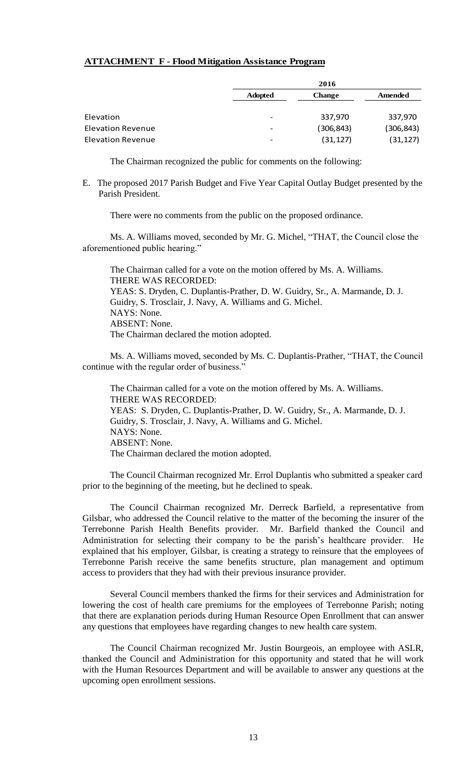**ATTACHMENT F - Flood Mitigation Assistance Program**

| | 2016 | | |
|---|---|---|---|
| | **Adopted** | **Change** | **Amended** |
| Elevation | - | 337,970 | 337,970 |
| Elevation Revenue | - | (306,843) | (306,843) |
| Elevation Revenue | - | (31,127) | (31,127) |

The Chairman recognized the public for comments on the following:

E. The proposed 2017 Parish Budget and Five Year Capital Outlay Budget presented by the Parish President.

There were no comments from the public on the proposed ordinance.

Ms. A. Williams moved, seconded by Mr. G. Michel, "THAT, the Council close the aforementioned public hearing."

The Chairman called for a vote on the motion offered by Ms. A. Williams.
THERE WAS RECORDED:
YEAS: S. Dryden, C. Duplantis-Prather, D. W. Guidry, Sr., A. Marmande, D. J. Guidry, S. Trosclair, J. Navy, A. Williams and G. Michel.
NAYS: None.
ABSENT: None.
The Chairman declared the motion adopted.

Ms. A. Williams moved, seconded by Ms. C. Duplantis-Prather, "THAT, the Council continue with the regular order of business."

The Chairman called for a vote on the motion offered by Ms. A. Williams.
THERE WAS RECORDED:
YEAS: S. Dryden, C. Duplantis-Prather, D. W. Guidry, Sr., A. Marmande, D. J. Guidry, S. Trosclair, J. Navy, A. Williams and G. Michel.
NAYS: None.
ABSENT: None.
The Chairman declared the motion adopted.

The Council Chairman recognized Mr. Errol Duplantis who submitted a speaker card prior to the beginning of the meeting, but he declined to speak.

The Council Chairman recognized Mr. Derreck Barfield, a representative from Gilsbar, who addressed the Council relative to the matter of the becoming the insurer of the Terrebonne Parish Health Benefits provider. Mr. Barfield thanked the Council and Administration for selecting their company to be the parish's healthcare provider. He explained that his employer, Gilsbar, is creating a strategy to reinsure that the employees of Terrebonne Parish receive the same benefits structure, plan management and optimum access to providers that they had with their previous insurance provider.

Several Council members thanked the firms for their services and Administration for lowering the cost of health care premiums for the employees of Terrebonne Parish; noting that there are explanation periods during Human Resource Open Enrollment that can answer any questions that employees have regarding changes to new health care system.

The Council Chairman recognized Mr. Justin Bourgeois, an employee with ASLR, thanked the Council and Administration for this opportunity and stated that he will work with the Human Resources Department and will be available to answer any questions at the upcoming open enrollment sessions.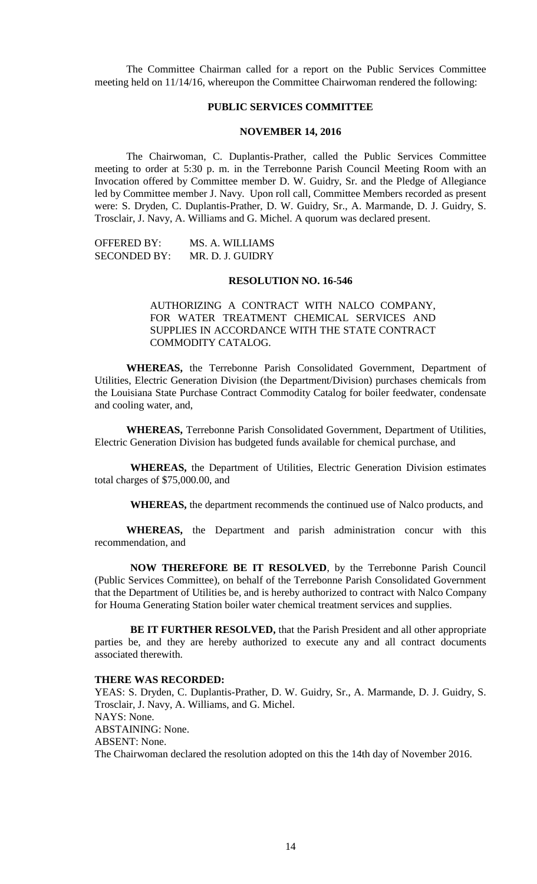The Committee Chairman called for a report on the Public Services Committee meeting held on 11/14/16, whereupon the Committee Chairwoman rendered the following:

## PUBLIC SERVICES COMMITTEE

## NOVEMBER 14, 2016

The Chairwoman, C. Duplantis-Prather, called the Public Services Committee meeting to order at 5:30 p. m. in the Terrebonne Parish Council Meeting Room with an Invocation offered by Committee member D. W. Guidry, Sr. and the Pledge of Allegiance led by Committee member J. Navy. Upon roll call, Committee Members recorded as present were: S. Dryden, C. Duplantis-Prather, D. W. Guidry, Sr., A. Marmande, D. J. Guidry, S. Trosclair, J. Navy, A. Williams and G. Michel. A quorum was declared present.

OFFERED BY: MS. A. WILLIAMS
SECONDED BY: MR. D. J. GUIDRY

### RESOLUTION NO. 16-546

AUTHORIZING A CONTRACT WITH NALCO COMPANY, FOR WATER TREATMENT CHEMICAL SERVICES AND SUPPLIES IN ACCORDANCE WITH THE STATE CONTRACT COMMODITY CATALOG.

**WHEREAS,** the Terrebonne Parish Consolidated Government, Department of Utilities, Electric Generation Division (the Department/Division) purchases chemicals from the Louisiana State Purchase Contract Commodity Catalog for boiler feedwater, condensate and cooling water, and,

**WHEREAS,** Terrebonne Parish Consolidated Government, Department of Utilities, Electric Generation Division has budgeted funds available for chemical purchase, and

**WHEREAS,** the Department of Utilities, Electric Generation Division estimates total charges of $75,000.00, and

**WHEREAS,** the department recommends the continued use of Nalco products, and

**WHEREAS,** the Department and parish administration concur with this recommendation, and

**NOW THEREFORE BE IT RESOLVED**, by the Terrebonne Parish Council (Public Services Committee), on behalf of the Terrebonne Parish Consolidated Government that the Department of Utilities be, and is hereby authorized to contract with Nalco Company for Houma Generating Station boiler water chemical treatment services and supplies.

**BE IT FURTHER RESOLVED,** that the Parish President and all other appropriate parties be, and they are hereby authorized to execute any and all contract documents associated therewith.

**THERE WAS RECORDED:**
YEAS: S. Dryden, C. Duplantis-Prather, D. W. Guidry, Sr., A. Marmande, D. J. Guidry, S. Trosclair, J. Navy, A. Williams, and G. Michel.
NAYS: None.
ABSTAINING: None.
ABSENT: None.
The Chairwoman declared the resolution adopted on this the 14th day of November 2016.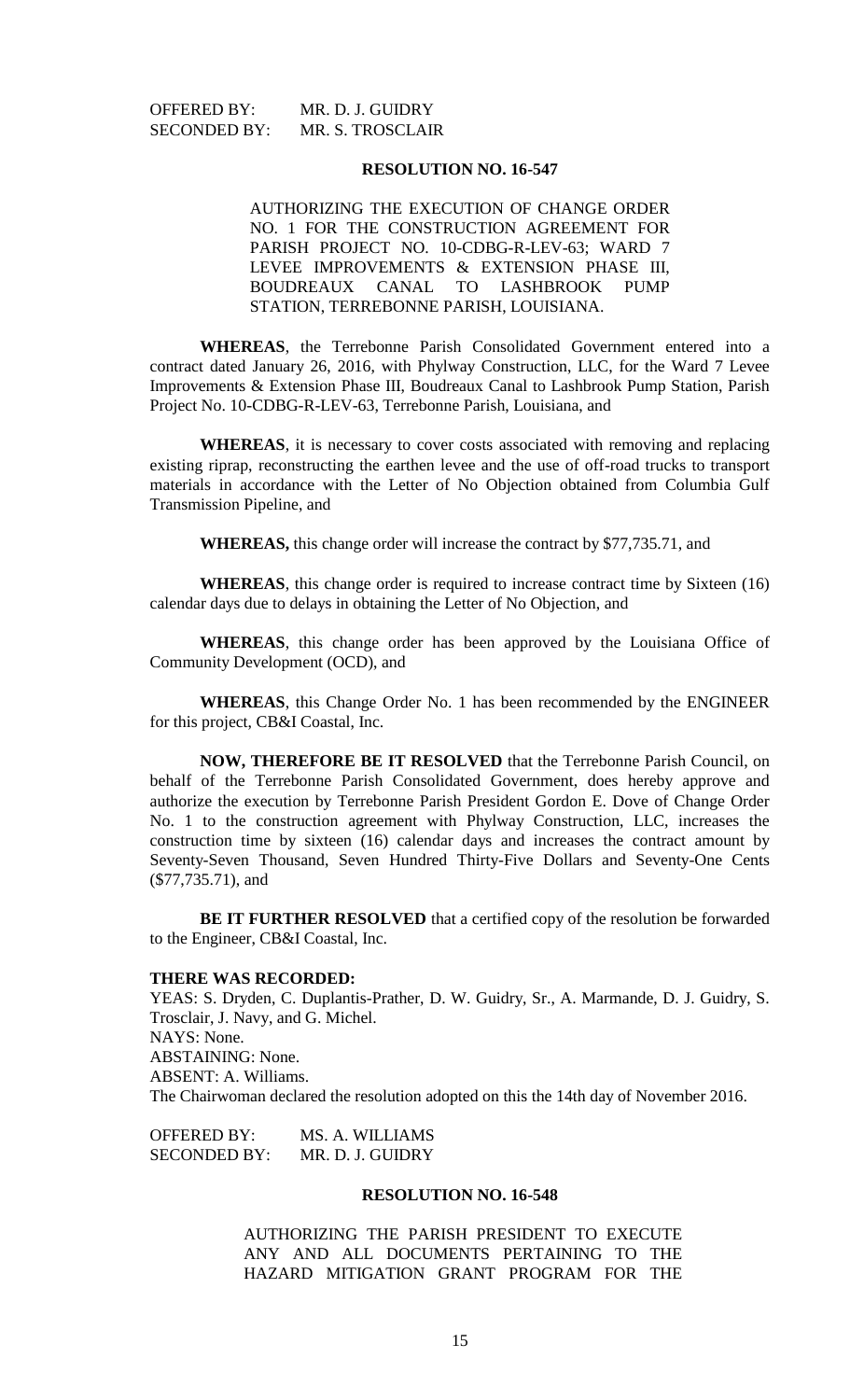OFFERED BY: MR. D. J. GUIDRY
SECONDED BY: MR. S. TROSCLAIR

**RESOLUTION NO. 16-547**

AUTHORIZING THE EXECUTION OF CHANGE ORDER NO. 1 FOR THE CONSTRUCTION AGREEMENT FOR PARISH PROJECT NO. 10-CDBG-R-LEV-63; WARD 7 LEVEE IMPROVEMENTS & EXTENSION PHASE III, BOUDREAUX CANAL TO LASHBROOK PUMP STATION, TERREBONNE PARISH, LOUISIANA.

**WHEREAS**, the Terrebonne Parish Consolidated Government entered into a contract dated January 26, 2016, with Phylway Construction, LLC, for the Ward 7 Levee Improvements & Extension Phase III, Boudreaux Canal to Lashbrook Pump Station, Parish Project No. 10-CDBG-R-LEV-63, Terrebonne Parish, Louisiana, and

**WHEREAS**, it is necessary to cover costs associated with removing and replacing existing riprap, reconstructing the earthen levee and the use of off-road trucks to transport materials in accordance with the Letter of No Objection obtained from Columbia Gulf Transmission Pipeline, and

**WHEREAS,** this change order will increase the contract by $77,735.71, and

**WHEREAS**, this change order is required to increase contract time by Sixteen (16) calendar days due to delays in obtaining the Letter of No Objection, and

**WHEREAS**, this change order has been approved by the Louisiana Office of Community Development (OCD), and

**WHEREAS**, this Change Order No. 1 has been recommended by the ENGINEER for this project, CB&I Coastal, Inc.

**NOW, THEREFORE BE IT RESOLVED** that the Terrebonne Parish Council, on behalf of the Terrebonne Parish Consolidated Government, does hereby approve and authorize the execution by Terrebonne Parish President Gordon E. Dove of Change Order No. 1 to the construction agreement with Phylway Construction, LLC, increases the construction time by sixteen (16) calendar days and increases the contract amount by Seventy-Seven Thousand, Seven Hundred Thirty-Five Dollars and Seventy-One Cents ($77,735.71), and

**BE IT FURTHER RESOLVED** that a certified copy of the resolution be forwarded to the Engineer, CB&I Coastal, Inc.

**THERE WAS RECORDED:**
YEAS: S. Dryden, C. Duplantis-Prather, D. W. Guidry, Sr., A. Marmande, D. J. Guidry, S. Trosclair, J. Navy, and G. Michel.
NAYS: None.
ABSTAINING: None.
ABSENT: A. Williams.
The Chairwoman declared the resolution adopted on this the 14th day of November 2016.

OFFERED BY: MS. A. WILLIAMS
SECONDED BY: MR. D. J. GUIDRY

**RESOLUTION NO. 16-548**

AUTHORIZING THE PARISH PRESIDENT TO EXECUTE ANY AND ALL DOCUMENTS PERTAINING TO THE HAZARD MITIGATION GRANT PROGRAM FOR THE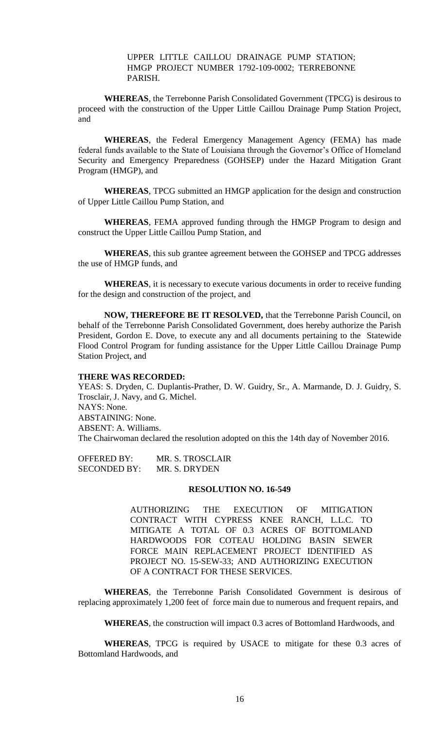UPPER LITTLE CAILLOU DRAINAGE PUMP STATION; HMGP PROJECT NUMBER 1792-109-0002; TERREBONNE PARISH.

**WHEREAS**, the Terrebonne Parish Consolidated Government (TPCG) is desirous to proceed with the construction of the Upper Little Caillou Drainage Pump Station Project, and

**WHEREAS**, the Federal Emergency Management Agency (FEMA) has made federal funds available to the State of Louisiana through the Governor's Office of Homeland Security and Emergency Preparedness (GOHSEP) under the Hazard Mitigation Grant Program (HMGP), and

**WHEREAS**, TPCG submitted an HMGP application for the design and construction of Upper Little Caillou Pump Station, and

**WHEREAS**, FEMA approved funding through the HMGP Program to design and construct the Upper Little Caillou Pump Station, and

**WHEREAS**, this sub grantee agreement between the GOHSEP and TPCG addresses the use of HMGP funds, and

**WHEREAS**, it is necessary to execute various documents in order to receive funding for the design and construction of the project, and

**NOW, THEREFORE BE IT RESOLVED,** that the Terrebonne Parish Council, on behalf of the Terrebonne Parish Consolidated Government, does hereby authorize the Parish President, Gordon E. Dove, to execute any and all documents pertaining to the Statewide Flood Control Program for funding assistance for the Upper Little Caillou Drainage Pump Station Project, and

**THERE WAS RECORDED:**

YEAS: S. Dryden, C. Duplantis-Prather, D. W. Guidry, Sr., A. Marmande, D. J. Guidry, S. Trosclair, J. Navy, and G. Michel.
NAYS: None.
ABSTAINING: None.
ABSENT: A. Williams.
The Chairwoman declared the resolution adopted on this the 14th day of November 2016.

OFFERED BY: MR. S. TROSCLAIR
SECONDED BY: MR. S. DRYDEN

**RESOLUTION NO. 16-549**

AUTHORIZING THE EXECUTION OF MITIGATION CONTRACT WITH CYPRESS KNEE RANCH, L.L.C. TO MITIGATE A TOTAL OF 0.3 ACRES OF BOTTOMLAND HARDWOODS FOR COTEAU HOLDING BASIN SEWER FORCE MAIN REPLACEMENT PROJECT IDENTIFIED AS PROJECT NO. 15-SEW-33; AND AUTHORIZING EXECUTION OF A CONTRACT FOR THESE SERVICES.

**WHEREAS**, the Terrebonne Parish Consolidated Government is desirous of replacing approximately 1,200 feet of force main due to numerous and frequent repairs, and

**WHEREAS**, the construction will impact 0.3 acres of Bottomland Hardwoods, and

**WHEREAS**, TPCG is required by USACE to mitigate for these 0.3 acres of Bottomland Hardwoods, and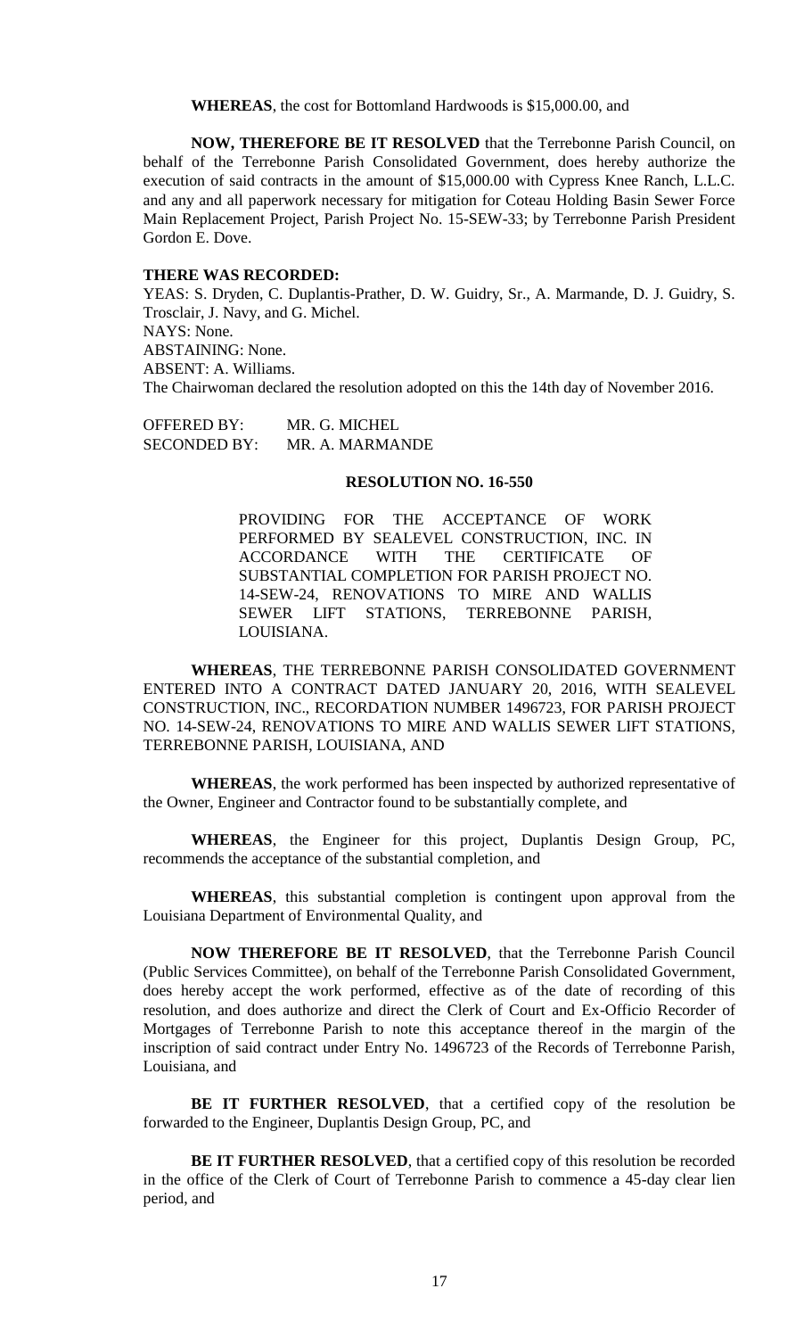**WHEREAS**, the cost for Bottomland Hardwoods is $15,000.00, and

**NOW, THEREFORE BE IT RESOLVED** that the Terrebonne Parish Council, on behalf of the Terrebonne Parish Consolidated Government, does hereby authorize the execution of said contracts in the amount of $15,000.00 with Cypress Knee Ranch, L.L.C. and any and all paperwork necessary for mitigation for Coteau Holding Basin Sewer Force Main Replacement Project, Parish Project No. 15-SEW-33; by Terrebonne Parish President Gordon E. Dove.

**THERE WAS RECORDED:**

YEAS: S. Dryden, C. Duplantis-Prather, D. W. Guidry, Sr., A. Marmande, D. J. Guidry, S. Trosclair, J. Navy, and G. Michel.
NAYS: None.
ABSTAINING: None.
ABSENT: A. Williams.
The Chairwoman declared the resolution adopted on this the 14th day of November 2016.

OFFERED BY: MR. G. MICHEL
SECONDED BY: MR. A. MARMANDE

**RESOLUTION NO. 16-550**

PROVIDING FOR THE ACCEPTANCE OF WORK PERFORMED BY SEALEVEL CONSTRUCTION, INC. IN ACCORDANCE WITH THE CERTIFICATE OF SUBSTANTIAL COMPLETION FOR PARISH PROJECT NO. 14-SEW-24, RENOVATIONS TO MIRE AND WALLIS SEWER LIFT STATIONS, TERREBONNE PARISH, LOUISIANA.

**WHEREAS**, THE TERREBONNE PARISH CONSOLIDATED GOVERNMENT ENTERED INTO A CONTRACT DATED JANUARY 20, 2016, WITH SEALEVEL CONSTRUCTION, INC., RECORDATION NUMBER 1496723, FOR PARISH PROJECT NO. 14-SEW-24, RENOVATIONS TO MIRE AND WALLIS SEWER LIFT STATIONS, TERREBONNE PARISH, LOUISIANA, AND

**WHEREAS**, the work performed has been inspected by authorized representative of the Owner, Engineer and Contractor found to be substantially complete, and

**WHEREAS**, the Engineer for this project, Duplantis Design Group, PC, recommends the acceptance of the substantial completion, and

**WHEREAS**, this substantial completion is contingent upon approval from the Louisiana Department of Environmental Quality, and

**NOW THEREFORE BE IT RESOLVED**, that the Terrebonne Parish Council (Public Services Committee), on behalf of the Terrebonne Parish Consolidated Government, does hereby accept the work performed, effective as of the date of recording of this resolution, and does authorize and direct the Clerk of Court and Ex-Officio Recorder of Mortgages of Terrebonne Parish to note this acceptance thereof in the margin of the inscription of said contract under Entry No. 1496723 of the Records of Terrebonne Parish, Louisiana, and

**BE IT FURTHER RESOLVED**, that a certified copy of the resolution be forwarded to the Engineer, Duplantis Design Group, PC, and

**BE IT FURTHER RESOLVED**, that a certified copy of this resolution be recorded in the office of the Clerk of Court of Terrebonne Parish to commence a 45-day clear lien period, and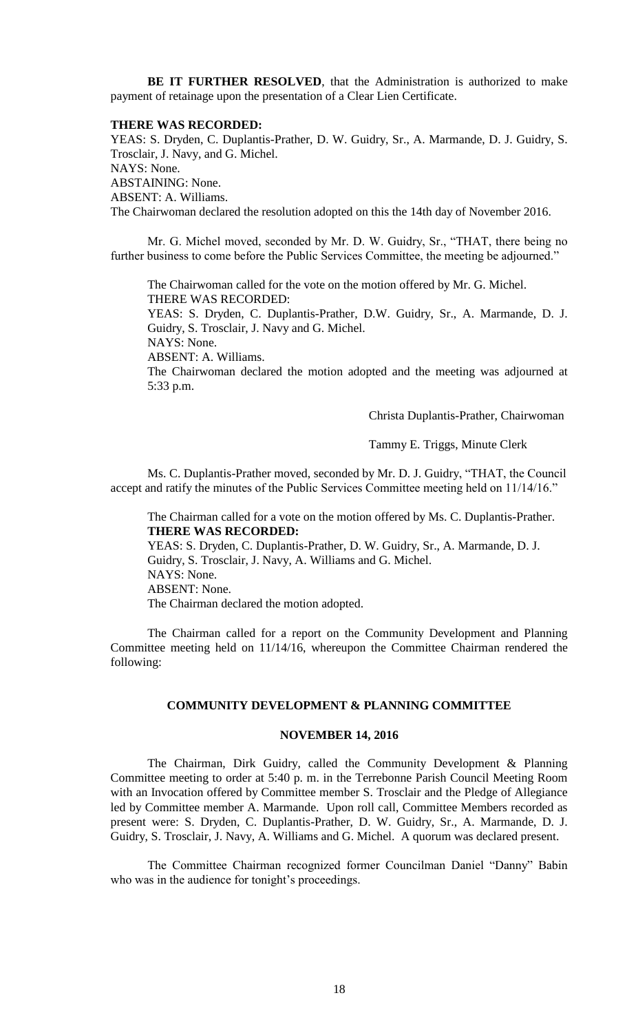**BE IT FURTHER RESOLVED**, that the Administration is authorized to make payment of retainage upon the presentation of a Clear Lien Certificate.

**THERE WAS RECORDED:**

YEAS: S. Dryden, C. Duplantis-Prather, D. W. Guidry, Sr., A. Marmande, D. J. Guidry, S. Trosclair, J. Navy, and G. Michel.
NAYS: None.
ABSTAINING: None.
ABSENT: A. Williams.
The Chairwoman declared the resolution adopted on this the 14th day of November 2016.

Mr. G. Michel moved, seconded by Mr. D. W. Guidry, Sr., "THAT, there being no further business to come before the Public Services Committee, the meeting be adjourned."

The Chairwoman called for the vote on the motion offered by Mr. G. Michel.
THERE WAS RECORDED:
YEAS: S. Dryden, C. Duplantis-Prather, D.W. Guidry, Sr., A. Marmande, D. J. Guidry, S. Trosclair, J. Navy and G. Michel.
NAYS: None.
ABSENT: A. Williams.
The Chairwoman declared the motion adopted and the meeting was adjourned at 5:33 p.m.

Christa Duplantis-Prather, Chairwoman

Tammy E. Triggs, Minute Clerk

Ms. C. Duplantis-Prather moved, seconded by Mr. D. J. Guidry, "THAT, the Council accept and ratify the minutes of the Public Services Committee meeting held on 11/14/16."

The Chairman called for a vote on the motion offered by Ms. C. Duplantis-Prather.
**THERE WAS RECORDED:**
YEAS: S. Dryden, C. Duplantis-Prather, D. W. Guidry, Sr., A. Marmande, D. J. Guidry, S. Trosclair, J. Navy, A. Williams and G. Michel.
NAYS: None.
ABSENT: None.
The Chairman declared the motion adopted.

The Chairman called for a report on the Community Development and Planning Committee meeting held on 11/14/16, whereupon the Committee Chairman rendered the following:

## COMMUNITY DEVELOPMENT & PLANNING COMMITTEE

### NOVEMBER 14, 2016

The Chairman, Dirk Guidry, called the Community Development & Planning Committee meeting to order at 5:40 p. m. in the Terrebonne Parish Council Meeting Room with an Invocation offered by Committee member S. Trosclair and the Pledge of Allegiance led by Committee member A. Marmande. Upon roll call, Committee Members recorded as present were: S. Dryden, C. Duplantis-Prather, D. W. Guidry, Sr., A. Marmande, D. J. Guidry, S. Trosclair, J. Navy, A. Williams and G. Michel. A quorum was declared present.

The Committee Chairman recognized former Councilman Daniel "Danny" Babin who was in the audience for tonight's proceedings.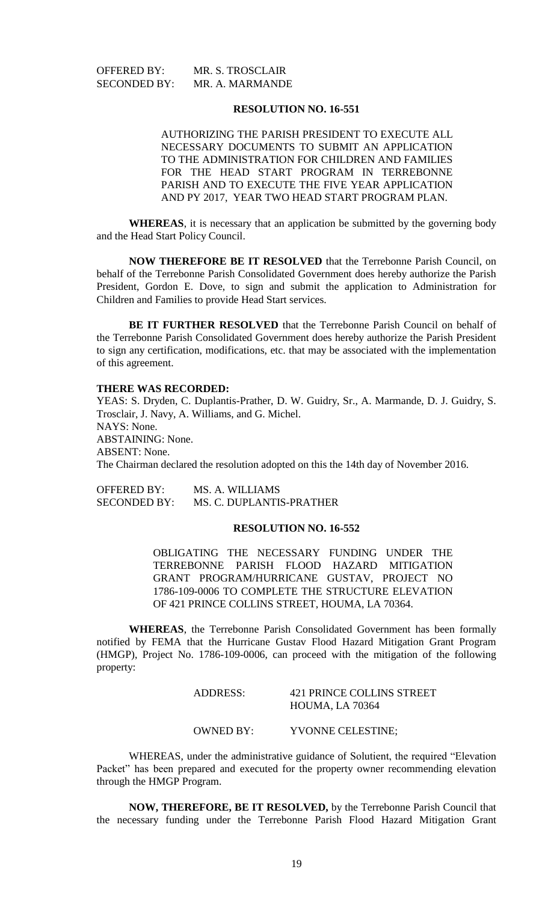OFFERED BY: MR. S. TROSCLAIR
SECONDED BY: MR. A. MARMANDE

**RESOLUTION NO. 16-551**

AUTHORIZING THE PARISH PRESIDENT TO EXECUTE ALL NECESSARY DOCUMENTS TO SUBMIT AN APPLICATION TO THE ADMINISTRATION FOR CHILDREN AND FAMILIES FOR THE HEAD START PROGRAM IN TERREBONNE PARISH AND TO EXECUTE THE FIVE YEAR APPLICATION AND PY 2017, YEAR TWO HEAD START PROGRAM PLAN.

**WHEREAS**, it is necessary that an application be submitted by the governing body and the Head Start Policy Council.

**NOW THEREFORE BE IT RESOLVED** that the Terrebonne Parish Council, on behalf of the Terrebonne Parish Consolidated Government does hereby authorize the Parish President, Gordon E. Dove, to sign and submit the application to Administration for Children and Families to provide Head Start services.

**BE IT FURTHER RESOLVED** that the Terrebonne Parish Council on behalf of the Terrebonne Parish Consolidated Government does hereby authorize the Parish President to sign any certification, modifications, etc. that may be associated with the implementation of this agreement.

**THERE WAS RECORDED:**
YEAS: S. Dryden, C. Duplantis-Prather, D. W. Guidry, Sr., A. Marmande, D. J. Guidry, S. Trosclair, J. Navy, A. Williams, and G. Michel.
NAYS: None.
ABSTAINING: None.
ABSENT: None.
The Chairman declared the resolution adopted on this the 14th day of November 2016.

OFFERED BY: MS. A. WILLIAMS
SECONDED BY: MS. C. DUPLANTIS-PRATHER

**RESOLUTION NO. 16-552**

OBLIGATING THE NECESSARY FUNDING UNDER THE TERREBONNE PARISH FLOOD HAZARD MITIGATION GRANT PROGRAM/HURRICANE GUSTAV, PROJECT NO 1786-109-0006 TO COMPLETE THE STRUCTURE ELEVATION OF 421 PRINCE COLLINS STREET, HOUMA, LA 70364.

**WHEREAS**, the Terrebonne Parish Consolidated Government has been formally notified by FEMA that the Hurricane Gustav Flood Hazard Mitigation Grant Program (HMGP), Project No. 1786-109-0006, can proceed with the mitigation of the following property:

ADDRESS: 421 PRINCE COLLINS STREET
HOUMA, LA 70364

OWNED BY: YVONNE CELESTINE;

WHEREAS, under the administrative guidance of Solutient, the required "Elevation Packet" has been prepared and executed for the property owner recommending elevation through the HMGP Program.

**NOW, THEREFORE, BE IT RESOLVED,** by the Terrebonne Parish Council that the necessary funding under the Terrebonne Parish Flood Hazard Mitigation Grant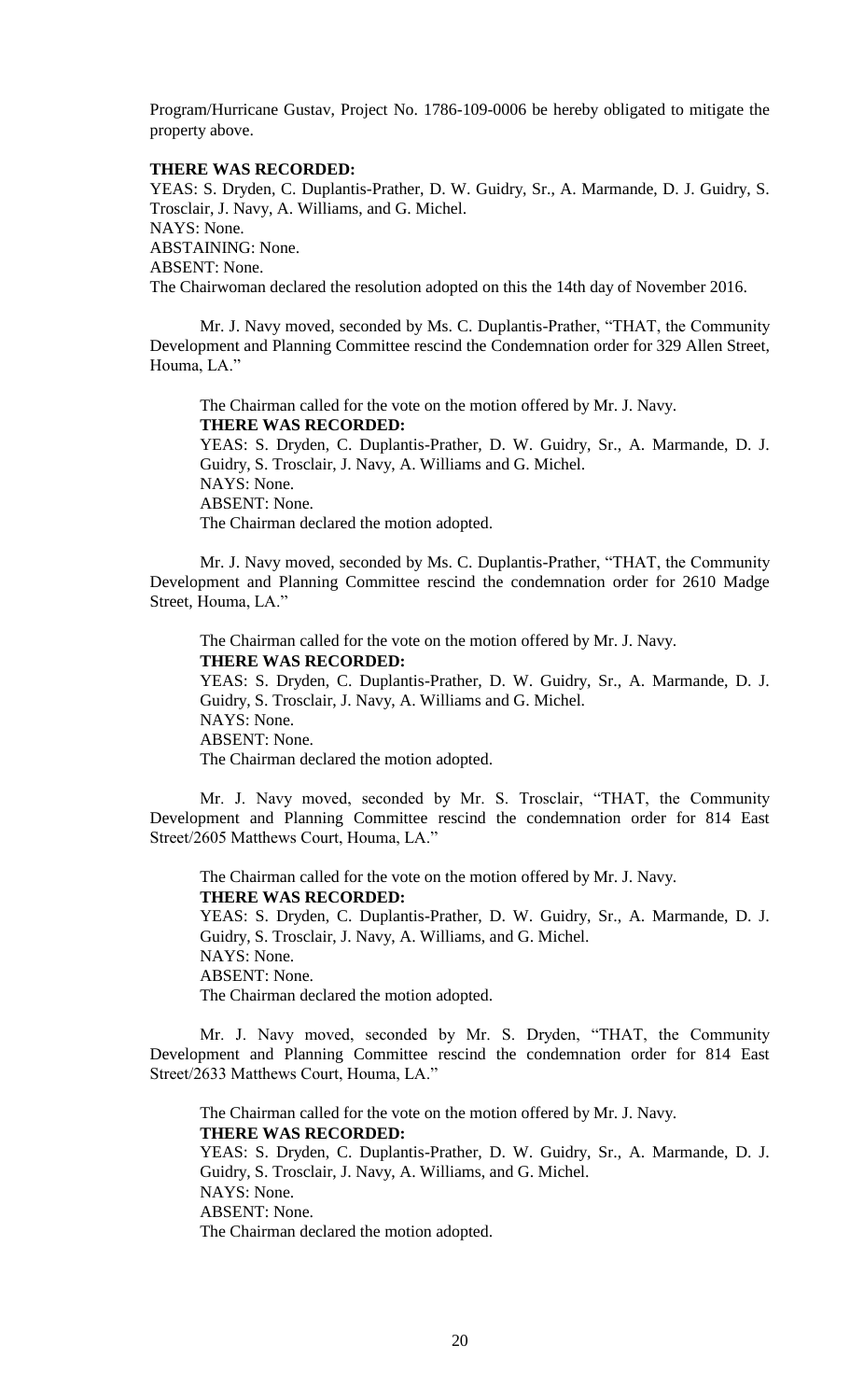Program/Hurricane Gustav, Project No. 1786-109-0006 be hereby obligated to mitigate the property above.

**THERE WAS RECORDED:**

YEAS: S. Dryden, C. Duplantis-Prather, D. W. Guidry, Sr., A. Marmande, D. J. Guidry, S. Trosclair, J. Navy, A. Williams, and G. Michel.

NAYS: None.

ABSTAINING: None.

ABSENT: None.

The Chairwoman declared the resolution adopted on this the 14th day of November 2016.

Mr. J. Navy moved, seconded by Ms. C. Duplantis-Prather, "THAT, the Community Development and Planning Committee rescind the Condemnation order for 329 Allen Street, Houma, LA."

The Chairman called for the vote on the motion offered by Mr. J. Navy.

**THERE WAS RECORDED:**

YEAS: S. Dryden, C. Duplantis-Prather, D. W. Guidry, Sr., A. Marmande, D. J. Guidry, S. Trosclair, J. Navy, A. Williams and G. Michel.

NAYS: None.

ABSENT: None.

The Chairman declared the motion adopted.

Mr. J. Navy moved, seconded by Ms. C. Duplantis-Prather, "THAT, the Community Development and Planning Committee rescind the condemnation order for 2610 Madge Street, Houma, LA."

The Chairman called for the vote on the motion offered by Mr. J. Navy.

**THERE WAS RECORDED:**

YEAS: S. Dryden, C. Duplantis-Prather, D. W. Guidry, Sr., A. Marmande, D. J. Guidry, S. Trosclair, J. Navy, A. Williams and G. Michel.

NAYS: None.

ABSENT: None.

The Chairman declared the motion adopted.

Mr. J. Navy moved, seconded by Mr. S. Trosclair, "THAT, the Community Development and Planning Committee rescind the condemnation order for 814 East Street/2605 Matthews Court, Houma, LA."

The Chairman called for the vote on the motion offered by Mr. J. Navy.

**THERE WAS RECORDED:**

YEAS: S. Dryden, C. Duplantis-Prather, D. W. Guidry, Sr., A. Marmande, D. J. Guidry, S. Trosclair, J. Navy, A. Williams, and G. Michel.

NAYS: None.

ABSENT: None.

The Chairman declared the motion adopted.

Mr. J. Navy moved, seconded by Mr. S. Dryden, "THAT, the Community Development and Planning Committee rescind the condemnation order for 814 East Street/2633 Matthews Court, Houma, LA."

The Chairman called for the vote on the motion offered by Mr. J. Navy.

**THERE WAS RECORDED:**

YEAS: S. Dryden, C. Duplantis-Prather, D. W. Guidry, Sr., A. Marmande, D. J. Guidry, S. Trosclair, J. Navy, A. Williams, and G. Michel.

NAYS: None.

ABSENT: None.

The Chairman declared the motion adopted.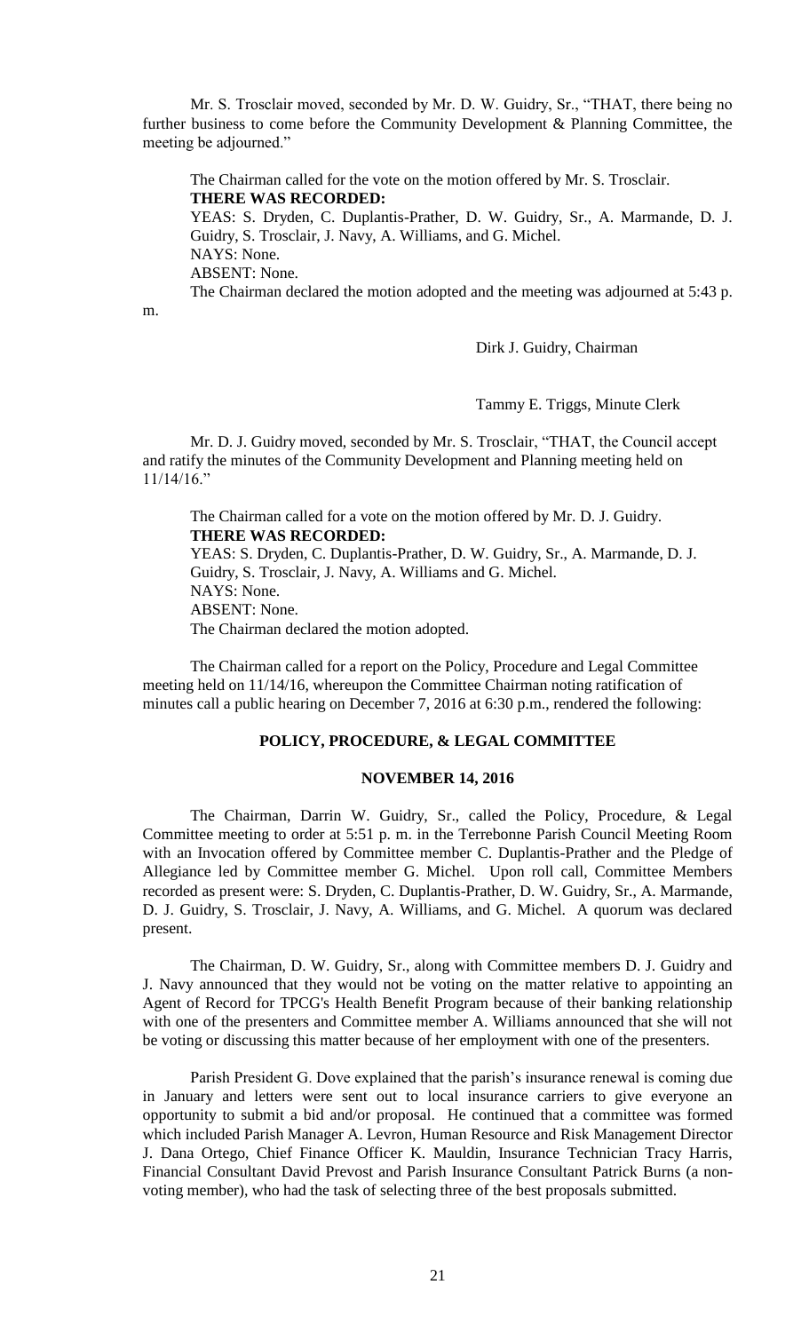Mr. S. Trosclair moved, seconded by Mr. D. W. Guidry, Sr., "THAT, there being no further business to come before the Community Development & Planning Committee, the meeting be adjourned."

The Chairman called for the vote on the motion offered by Mr. S. Trosclair.

**THERE WAS RECORDED:**

YEAS: S. Dryden, C. Duplantis-Prather, D. W. Guidry, Sr., A. Marmande, D. J. Guidry, S. Trosclair, J. Navy, A. Williams, and G. Michel.

NAYS: None.

ABSENT: None.

The Chairman declared the motion adopted and the meeting was adjourned at 5:43 p. m.

Dirk J. Guidry, Chairman

Tammy E. Triggs, Minute Clerk

Mr. D. J. Guidry moved, seconded by Mr. S. Trosclair, "THAT, the Council accept and ratify the minutes of the Community Development and Planning meeting held on 11/14/16."

The Chairman called for a vote on the motion offered by Mr. D. J. Guidry.

**THERE WAS RECORDED:**

YEAS: S. Dryden, C. Duplantis-Prather, D. W. Guidry, Sr., A. Marmande, D. J. Guidry, S. Trosclair, J. Navy, A. Williams and G. Michel.

NAYS: None.

ABSENT: None.

The Chairman declared the motion adopted.

The Chairman called for a report on the Policy, Procedure and Legal Committee meeting held on 11/14/16, whereupon the Committee Chairman noting ratification of minutes call a public hearing on December 7, 2016 at 6:30 p.m., rendered the following:

**POLICY, PROCEDURE, & LEGAL COMMITTEE**

**NOVEMBER 14, 2016**

The Chairman, Darrin W. Guidry, Sr., called the Policy, Procedure, & Legal Committee meeting to order at 5:51 p. m. in the Terrebonne Parish Council Meeting Room with an Invocation offered by Committee member C. Duplantis-Prather and the Pledge of Allegiance led by Committee member G. Michel. Upon roll call, Committee Members recorded as present were: S. Dryden, C. Duplantis-Prather, D. W. Guidry, Sr., A. Marmande, D. J. Guidry, S. Trosclair, J. Navy, A. Williams, and G. Michel. A quorum was declared present.

The Chairman, D. W. Guidry, Sr., along with Committee members D. J. Guidry and J. Navy announced that they would not be voting on the matter relative to appointing an Agent of Record for TPCG's Health Benefit Program because of their banking relationship with one of the presenters and Committee member A. Williams announced that she will not be voting or discussing this matter because of her employment with one of the presenters.

Parish President G. Dove explained that the parish's insurance renewal is coming due in January and letters were sent out to local insurance carriers to give everyone an opportunity to submit a bid and/or proposal. He continued that a committee was formed which included Parish Manager A. Levron, Human Resource and Risk Management Director J. Dana Ortego, Chief Finance Officer K. Mauldin, Insurance Technician Tracy Harris, Financial Consultant David Prevost and Parish Insurance Consultant Patrick Burns (a non-voting member), who had the task of selecting three of the best proposals submitted.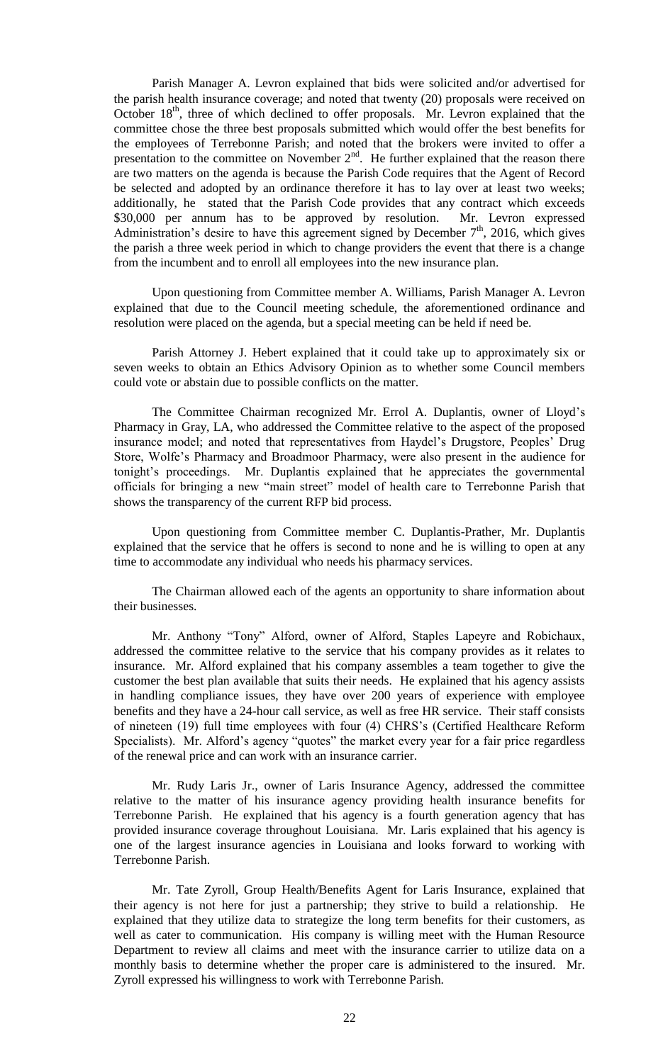Parish Manager A. Levron explained that bids were solicited and/or advertised for the parish health insurance coverage; and noted that twenty (20) proposals were received on October 18th, three of which declined to offer proposals. Mr. Levron explained that the committee chose the three best proposals submitted which would offer the best benefits for the employees of Terrebonne Parish; and noted that the brokers were invited to offer a presentation to the committee on November 2nd. He further explained that the reason there are two matters on the agenda is because the Parish Code requires that the Agent of Record be selected and adopted by an ordinance therefore it has to lay over at least two weeks; additionally, he stated that the Parish Code provides that any contract which exceeds \$30,000 per annum has to be approved by resolution. Mr. Levron expressed Administration's desire to have this agreement signed by December 7th, 2016, which gives the parish a three week period in which to change providers the event that there is a change from the incumbent and to enroll all employees into the new insurance plan.

Upon questioning from Committee member A. Williams, Parish Manager A. Levron explained that due to the Council meeting schedule, the aforementioned ordinance and resolution were placed on the agenda, but a special meeting can be held if need be.

Parish Attorney J. Hebert explained that it could take up to approximately six or seven weeks to obtain an Ethics Advisory Opinion as to whether some Council members could vote or abstain due to possible conflicts on the matter.

The Committee Chairman recognized Mr. Errol A. Duplantis, owner of Lloyd's Pharmacy in Gray, LA, who addressed the Committee relative to the aspect of the proposed insurance model; and noted that representatives from Haydel's Drugstore, Peoples' Drug Store, Wolfe's Pharmacy and Broadmoor Pharmacy, were also present in the audience for tonight's proceedings. Mr. Duplantis explained that he appreciates the governmental officials for bringing a new "main street" model of health care to Terrebonne Parish that shows the transparency of the current RFP bid process.

Upon questioning from Committee member C. Duplantis-Prather, Mr. Duplantis explained that the service that he offers is second to none and he is willing to open at any time to accommodate any individual who needs his pharmacy services.

The Chairman allowed each of the agents an opportunity to share information about their businesses.

Mr. Anthony "Tony" Alford, owner of Alford, Staples Lapeyre and Robichaux, addressed the committee relative to the service that his company provides as it relates to insurance. Mr. Alford explained that his company assembles a team together to give the customer the best plan available that suits their needs. He explained that his agency assists in handling compliance issues, they have over 200 years of experience with employee benefits and they have a 24-hour call service, as well as free HR service. Their staff consists of nineteen (19) full time employees with four (4) CHRS's (Certified Healthcare Reform Specialists). Mr. Alford's agency "quotes" the market every year for a fair price regardless of the renewal price and can work with an insurance carrier.

Mr. Rudy Laris Jr., owner of Laris Insurance Agency, addressed the committee relative to the matter of his insurance agency providing health insurance benefits for Terrebonne Parish. He explained that his agency is a fourth generation agency that has provided insurance coverage throughout Louisiana. Mr. Laris explained that his agency is one of the largest insurance agencies in Louisiana and looks forward to working with Terrebonne Parish.

Mr. Tate Zyroll, Group Health/Benefits Agent for Laris Insurance, explained that their agency is not here for just a partnership; they strive to build a relationship. He explained that they utilize data to strategize the long term benefits for their customers, as well as cater to communication. His company is willing meet with the Human Resource Department to review all claims and meet with the insurance carrier to utilize data on a monthly basis to determine whether the proper care is administered to the insured. Mr. Zyroll expressed his willingness to work with Terrebonne Parish.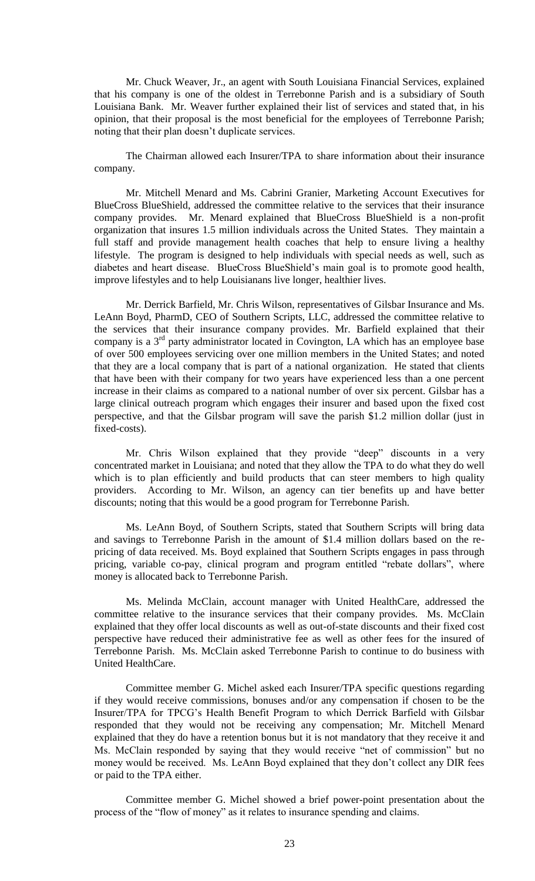Mr. Chuck Weaver, Jr., an agent with South Louisiana Financial Services, explained that his company is one of the oldest in Terrebonne Parish and is a subsidiary of South Louisiana Bank. Mr. Weaver further explained their list of services and stated that, in his opinion, that their proposal is the most beneficial for the employees of Terrebonne Parish; noting that their plan doesn't duplicate services.

The Chairman allowed each Insurer/TPA to share information about their insurance company.

Mr. Mitchell Menard and Ms. Cabrini Granier, Marketing Account Executives for BlueCross BlueShield, addressed the committee relative to the services that their insurance company provides. Mr. Menard explained that BlueCross BlueShield is a non-profit organization that insures 1.5 million individuals across the United States. They maintain a full staff and provide management health coaches that help to ensure living a healthy lifestyle. The program is designed to help individuals with special needs as well, such as diabetes and heart disease. BlueCross BlueShield's main goal is to promote good health, improve lifestyles and to help Louisianans live longer, healthier lives.

Mr. Derrick Barfield, Mr. Chris Wilson, representatives of Gilsbar Insurance and Ms. LeAnn Boyd, PharmD, CEO of Southern Scripts, LLC, addressed the committee relative to the services that their insurance company provides. Mr. Barfield explained that their company is a 3rd party administrator located in Covington, LA which has an employee base of over 500 employees servicing over one million members in the United States; and noted that they are a local company that is part of a national organization. He stated that clients that have been with their company for two years have experienced less than a one percent increase in their claims as compared to a national number of over six percent. Gilsbar has a large clinical outreach program which engages their insurer and based upon the fixed cost perspective, and that the Gilsbar program will save the parish $1.2 million dollar (just in fixed-costs).

Mr. Chris Wilson explained that they provide "deep" discounts in a very concentrated market in Louisiana; and noted that they allow the TPA to do what they do well which is to plan efficiently and build products that can steer members to high quality providers. According to Mr. Wilson, an agency can tier benefits up and have better discounts; noting that this would be a good program for Terrebonne Parish.

Ms. LeAnn Boyd, of Southern Scripts, stated that Southern Scripts will bring data and savings to Terrebonne Parish in the amount of $1.4 million dollars based on the re-pricing of data received. Ms. Boyd explained that Southern Scripts engages in pass through pricing, variable co-pay, clinical program and program entitled "rebate dollars", where money is allocated back to Terrebonne Parish.

Ms. Melinda McClain, account manager with United HealthCare, addressed the committee relative to the insurance services that their company provides. Ms. McClain explained that they offer local discounts as well as out-of-state discounts and their fixed cost perspective have reduced their administrative fee as well as other fees for the insured of Terrebonne Parish. Ms. McClain asked Terrebonne Parish to continue to do business with United HealthCare.

Committee member G. Michel asked each Insurer/TPA specific questions regarding if they would receive commissions, bonuses and/or any compensation if chosen to be the Insurer/TPA for TPCG's Health Benefit Program to which Derrick Barfield with Gilsbar responded that they would not be receiving any compensation; Mr. Mitchell Menard explained that they do have a retention bonus but it is not mandatory that they receive it and Ms. McClain responded by saying that they would receive "net of commission" but no money would be received. Ms. LeAnn Boyd explained that they don't collect any DIR fees or paid to the TPA either.

Committee member G. Michel showed a brief power-point presentation about the process of the "flow of money" as it relates to insurance spending and claims.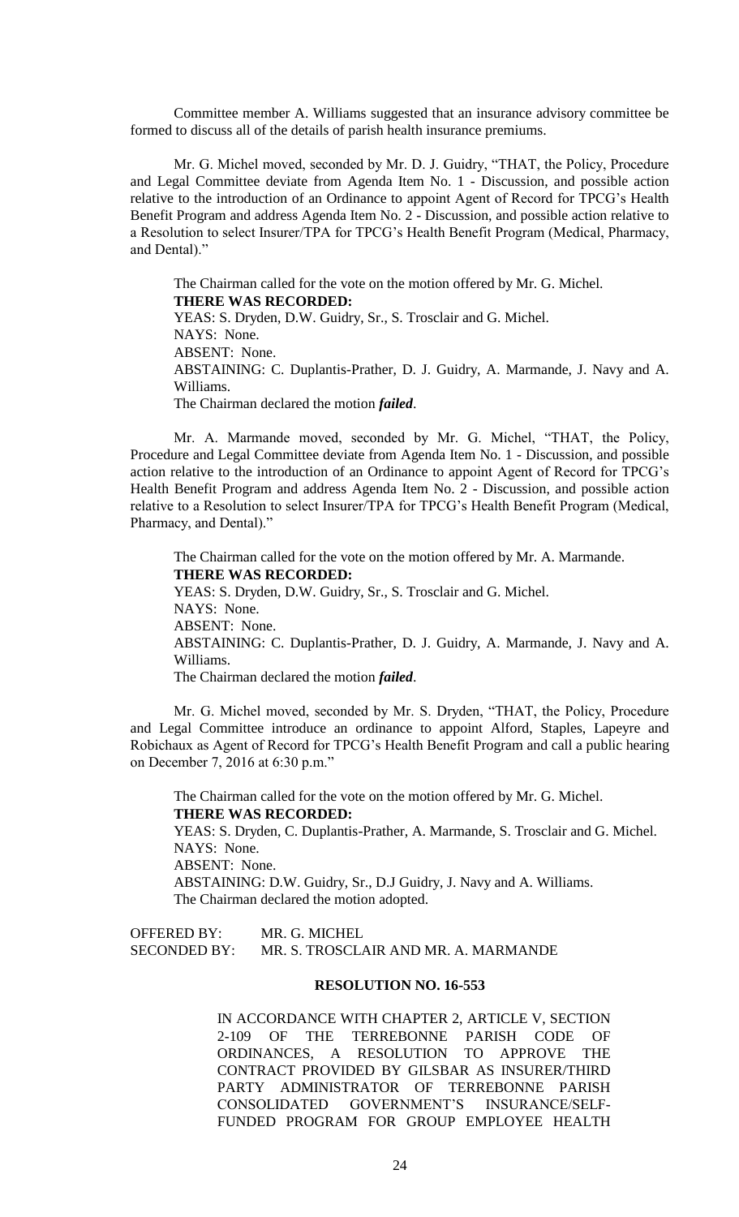Committee member A. Williams suggested that an insurance advisory committee be formed to discuss all of the details of parish health insurance premiums.

Mr. G. Michel moved, seconded by Mr. D. J. Guidry, "THAT, the Policy, Procedure and Legal Committee deviate from Agenda Item No. 1 - Discussion, and possible action relative to the introduction of an Ordinance to appoint Agent of Record for TPCG's Health Benefit Program and address Agenda Item No. 2 - Discussion, and possible action relative to a Resolution to select Insurer/TPA for TPCG's Health Benefit Program (Medical, Pharmacy, and Dental)."

The Chairman called for the vote on the motion offered by Mr. G. Michel.
**THERE WAS RECORDED:**
YEAS: S. Dryden, D.W. Guidry, Sr., S. Trosclair and G. Michel.
NAYS: None.
ABSENT: None.
ABSTAINING: C. Duplantis-Prather, D. J. Guidry, A. Marmande, J. Navy and A. Williams.
The Chairman declared the motion ***failed***.

Mr. A. Marmande moved, seconded by Mr. G. Michel, "THAT, the Policy, Procedure and Legal Committee deviate from Agenda Item No. 1 - Discussion, and possible action relative to the introduction of an Ordinance to appoint Agent of Record for TPCG's Health Benefit Program and address Agenda Item No. 2 - Discussion, and possible action relative to a Resolution to select Insurer/TPA for TPCG's Health Benefit Program (Medical, Pharmacy, and Dental)."

The Chairman called for the vote on the motion offered by Mr. A. Marmande.
**THERE WAS RECORDED:**
YEAS: S. Dryden, D.W. Guidry, Sr., S. Trosclair and G. Michel.
NAYS: None.
ABSENT: None.
ABSTAINING: C. Duplantis-Prather, D. J. Guidry, A. Marmande, J. Navy and A. Williams.
The Chairman declared the motion ***failed***.

Mr. G. Michel moved, seconded by Mr. S. Dryden, "THAT, the Policy, Procedure and Legal Committee introduce an ordinance to appoint Alford, Staples, Lapeyre and Robichaux as Agent of Record for TPCG's Health Benefit Program and call a public hearing on December 7, 2016 at 6:30 p.m."

The Chairman called for the vote on the motion offered by Mr. G. Michel.
**THERE WAS RECORDED:**
YEAS: S. Dryden, C. Duplantis-Prather, A. Marmande, S. Trosclair and G. Michel.
NAYS: None.
ABSENT: None.
ABSTAINING: D.W. Guidry, Sr., D.J Guidry, J. Navy and A. Williams.
The Chairman declared the motion adopted.

OFFERED BY: MR. G. MICHEL
SECONDED BY: MR. S. TROSCLAIR AND MR. A. MARMANDE

**RESOLUTION NO. 16-553**

IN ACCORDANCE WITH CHAPTER 2, ARTICLE V, SECTION 2-109 OF THE TERREBONNE PARISH CODE OF ORDINANCES, A RESOLUTION TO APPROVE THE CONTRACT PROVIDED BY GILSBAR AS INSURER/THIRD PARTY ADMINISTRATOR OF TERREBONNE PARISH CONSOLIDATED GOVERNMENT'S INSURANCE/SELF-FUNDED PROGRAM FOR GROUP EMPLOYEE HEALTH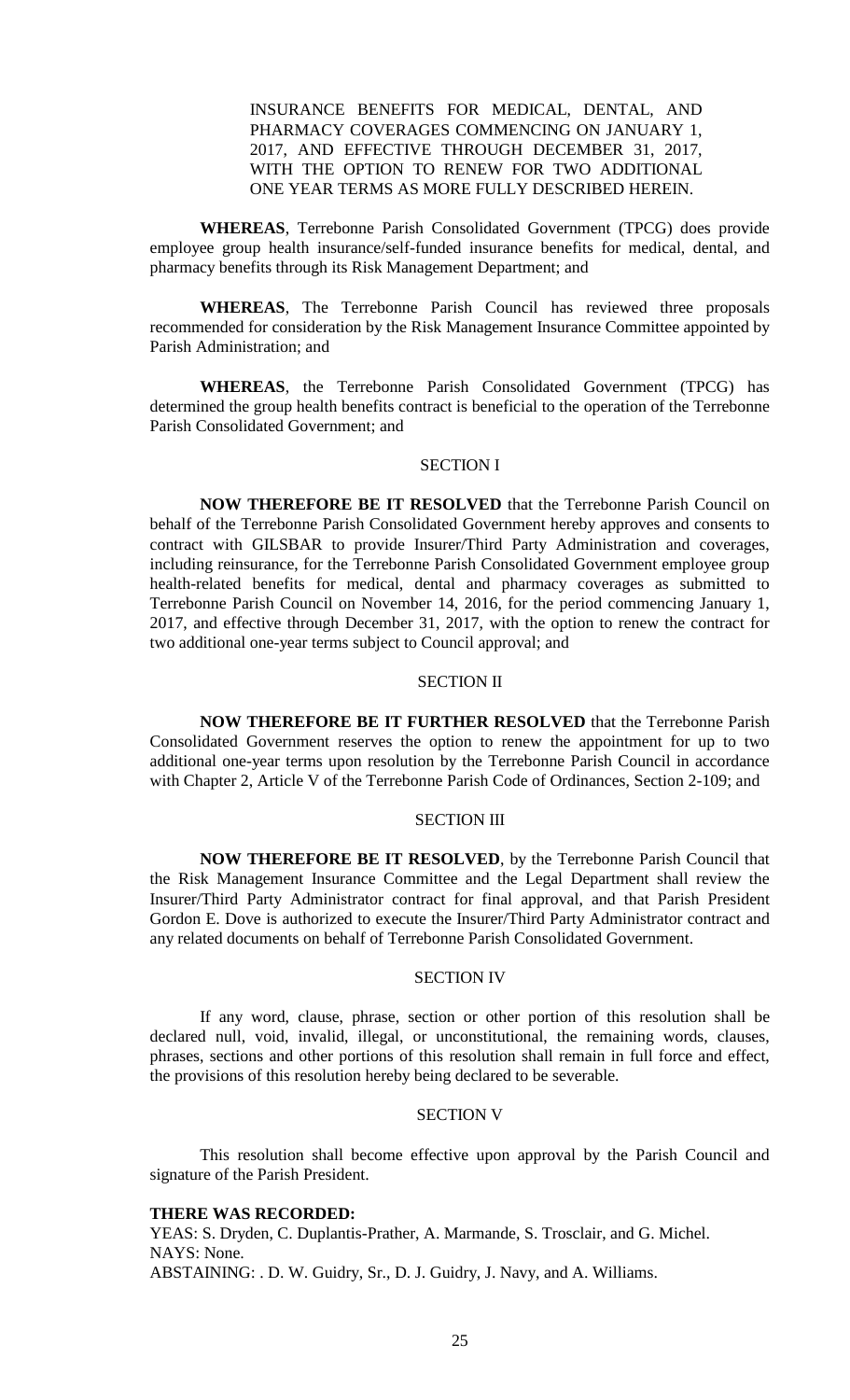INSURANCE BENEFITS FOR MEDICAL, DENTAL, AND PHARMACY COVERAGES COMMENCING ON JANUARY 1, 2017, AND EFFECTIVE THROUGH DECEMBER 31, 2017, WITH THE OPTION TO RENEW FOR TWO ADDITIONAL ONE YEAR TERMS AS MORE FULLY DESCRIBED HEREIN.

**WHEREAS**, Terrebonne Parish Consolidated Government (TPCG) does provide employee group health insurance/self-funded insurance benefits for medical, dental, and pharmacy benefits through its Risk Management Department; and

**WHEREAS**, The Terrebonne Parish Council has reviewed three proposals recommended for consideration by the Risk Management Insurance Committee appointed by Parish Administration; and

**WHEREAS**, the Terrebonne Parish Consolidated Government (TPCG) has determined the group health benefits contract is beneficial to the operation of the Terrebonne Parish Consolidated Government; and

SECTION I

**NOW THEREFORE BE IT RESOLVED** that the Terrebonne Parish Council on behalf of the Terrebonne Parish Consolidated Government hereby approves and consents to contract with GILSBAR to provide Insurer/Third Party Administration and coverages, including reinsurance, for the Terrebonne Parish Consolidated Government employee group health-related benefits for medical, dental and pharmacy coverages as submitted to Terrebonne Parish Council on November 14, 2016, for the period commencing January 1, 2017, and effective through December 31, 2017, with the option to renew the contract for two additional one-year terms subject to Council approval; and

SECTION II

**NOW THEREFORE BE IT FURTHER RESOLVED** that the Terrebonne Parish Consolidated Government reserves the option to renew the appointment for up to two additional one-year terms upon resolution by the Terrebonne Parish Council in accordance with Chapter 2, Article V of the Terrebonne Parish Code of Ordinances, Section 2-109; and

SECTION III

**NOW THEREFORE BE IT RESOLVED**, by the Terrebonne Parish Council that the Risk Management Insurance Committee and the Legal Department shall review the Insurer/Third Party Administrator contract for final approval, and that Parish President Gordon E. Dove is authorized to execute the Insurer/Third Party Administrator contract and any related documents on behalf of Terrebonne Parish Consolidated Government.

SECTION IV

If any word, clause, phrase, section or other portion of this resolution shall be declared null, void, invalid, illegal, or unconstitutional, the remaining words, clauses, phrases, sections and other portions of this resolution shall remain in full force and effect, the provisions of this resolution hereby being declared to be severable.

SECTION V

This resolution shall become effective upon approval by the Parish Council and signature of the Parish President.

**THERE WAS RECORDED:**

YEAS: S. Dryden, C. Duplantis-Prather, A. Marmande, S. Trosclair, and G. Michel.

NAYS: None.

ABSTAINING: . D. W. Guidry, Sr., D. J. Guidry, J. Navy, and A. Williams.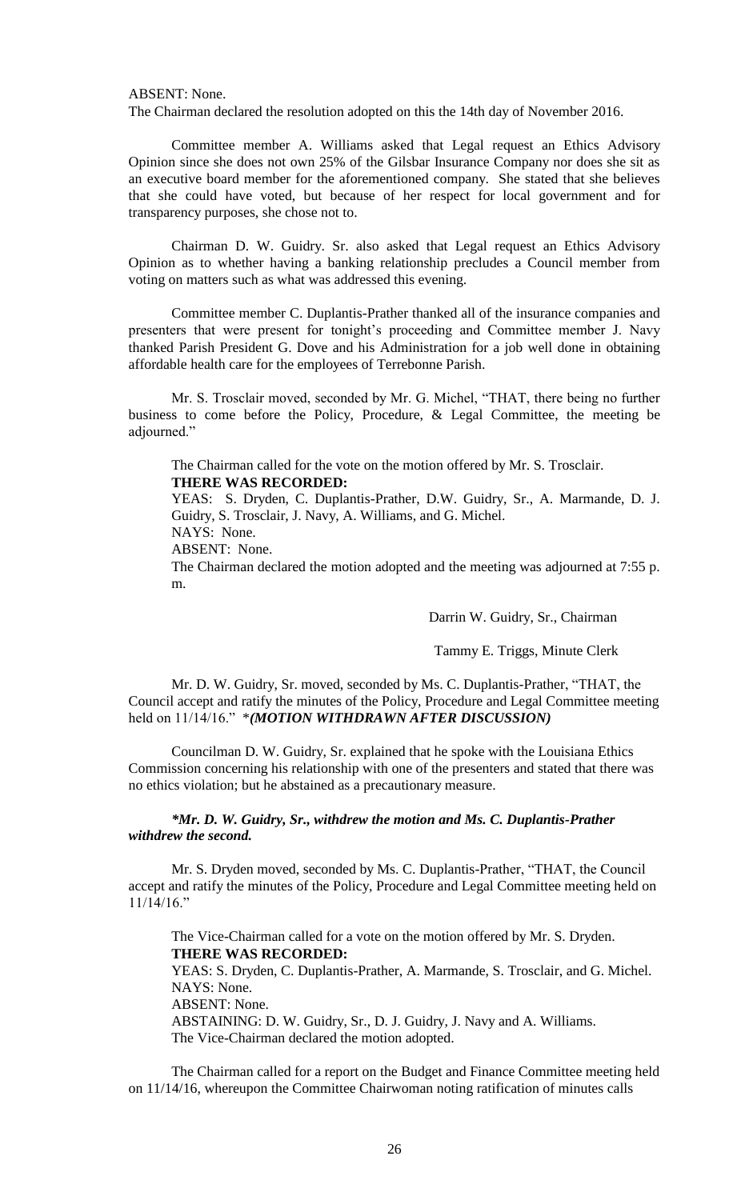ABSENT: None.
The Chairman declared the resolution adopted on this the 14th day of November 2016.

Committee member A. Williams asked that Legal request an Ethics Advisory Opinion since she does not own 25% of the Gilsbar Insurance Company nor does she sit as an executive board member for the aforementioned company. She stated that she believes that she could have voted, but because of her respect for local government and for transparency purposes, she chose not to.

Chairman D. W. Guidry. Sr. also asked that Legal request an Ethics Advisory Opinion as to whether having a banking relationship precludes a Council member from voting on matters such as what was addressed this evening.

Committee member C. Duplantis-Prather thanked all of the insurance companies and presenters that were present for tonight's proceeding and Committee member J. Navy thanked Parish President G. Dove and his Administration for a job well done in obtaining affordable health care for the employees of Terrebonne Parish.

Mr. S. Trosclair moved, seconded by Mr. G. Michel, "THAT, there being no further business to come before the Policy, Procedure, & Legal Committee, the meeting be adjourned."

The Chairman called for the vote on the motion offered by Mr. S. Trosclair.
**THERE WAS RECORDED:**
YEAS: S. Dryden, C. Duplantis-Prather, D.W. Guidry, Sr., A. Marmande, D. J. Guidry, S. Trosclair, J. Navy, A. Williams, and G. Michel.
NAYS: None.
ABSENT: None.
The Chairman declared the motion adopted and the meeting was adjourned at 7:55 p. m.

Darrin W. Guidry, Sr., Chairman

Tammy E. Triggs, Minute Clerk

Mr. D. W. Guidry, Sr. moved, seconded by Ms. C. Duplantis-Prather, "THAT, the Council accept and ratify the minutes of the Policy, Procedure and Legal Committee meeting held on 11/14/16." \**(MOTION WITHDRAWN AFTER DISCUSSION)*

Councilman D. W. Guidry, Sr. explained that he spoke with the Louisiana Ethics Commission concerning his relationship with one of the presenters and stated that there was no ethics violation; but he abstained as a precautionary measure.

***Mr. D. W. Guidry, Sr., withdrew the motion and Ms. C. Duplantis-Prather withdrew the second.***

Mr. S. Dryden moved, seconded by Ms. C. Duplantis-Prather, "THAT, the Council accept and ratify the minutes of the Policy, Procedure and Legal Committee meeting held on 11/14/16."

The Vice-Chairman called for a vote on the motion offered by Mr. S. Dryden.
**THERE WAS RECORDED:**
YEAS: S. Dryden, C. Duplantis-Prather, A. Marmande, S. Trosclair, and G. Michel.
NAYS: None.
ABSENT: None.
ABSTAINING: D. W. Guidry, Sr., D. J. Guidry, J. Navy and A. Williams.
The Vice-Chairman declared the motion adopted.

The Chairman called for a report on the Budget and Finance Committee meeting held on 11/14/16, whereupon the Committee Chairwoman noting ratification of minutes calls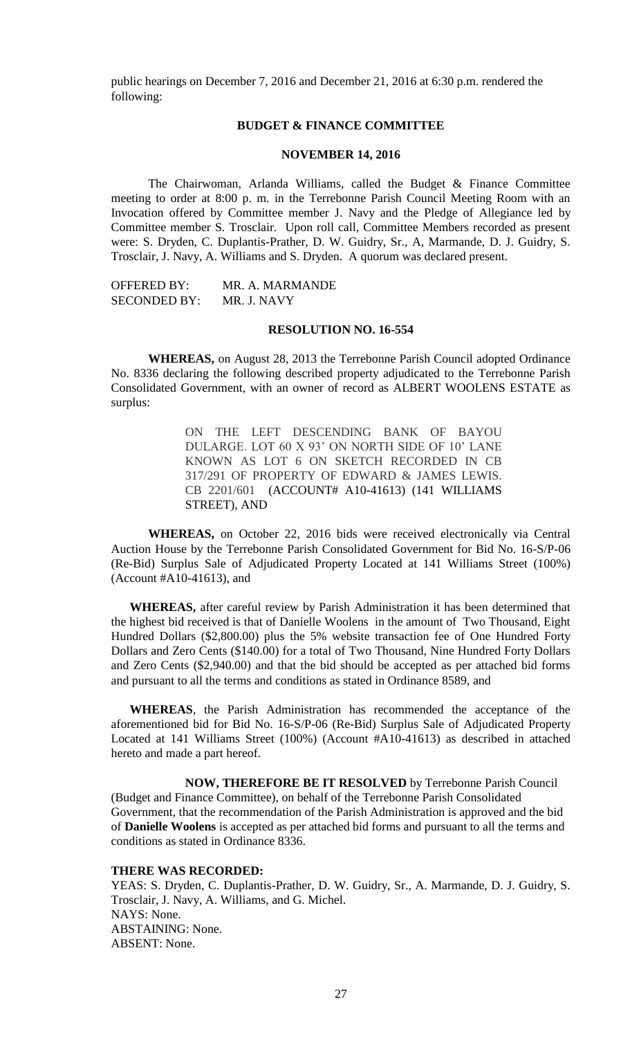public hearings on December 7, 2016 and December 21, 2016 at 6:30 p.m. rendered the following:

## BUDGET & FINANCE COMMITTEE

### NOVEMBER 14, 2016

The Chairwoman, Arlanda Williams, called the Budget & Finance Committee meeting to order at 8:00 p. m. in the Terrebonne Parish Council Meeting Room with an Invocation offered by Committee member J. Navy and the Pledge of Allegiance led by Committee member S. Trosclair. Upon roll call, Committee Members recorded as present were: S. Dryden, C. Duplantis-Prather, D. W. Guidry, Sr., A, Marmande, D. J. Guidry, S. Trosclair, J. Navy, A. Williams and S. Dryden. A quorum was declared present.

OFFERED BY: MR. A. MARMANDE
SECONDED BY: MR. J. NAVY

### RESOLUTION NO. 16-554

**WHEREAS,** on August 28, 2013 the Terrebonne Parish Council adopted Ordinance No. 8336 declaring the following described property adjudicated to the Terrebonne Parish Consolidated Government, with an owner of record as ALBERT WOOLENS ESTATE as surplus:

> ON THE LEFT DESCENDING BANK OF BAYOU DULARGE. LOT 60 X 93' ON NORTH SIDE OF 10' LANE KNOWN AS LOT 6 ON SKETCH RECORDED IN CB 317/291 OF PROPERTY OF EDWARD & JAMES LEWIS. CB 2201/601 (ACCOUNT# A10-41613) (141 WILLIAMS STREET), AND

**WHEREAS,** on October 22, 2016 bids were received electronically via Central Auction House by the Terrebonne Parish Consolidated Government for Bid No. 16-S/P-06 (Re-Bid) Surplus Sale of Adjudicated Property Located at 141 Williams Street (100%) (Account #A10-41613), and

**WHEREAS,** after careful review by Parish Administration it has been determined that the highest bid received is that of Danielle Woolens in the amount of Two Thousand, Eight Hundred Dollars ($2,800.00) plus the 5% website transaction fee of One Hundred Forty Dollars and Zero Cents ($140.00) for a total of Two Thousand, Nine Hundred Forty Dollars and Zero Cents ($2,940.00) and that the bid should be accepted as per attached bid forms and pursuant to all the terms and conditions as stated in Ordinance 8589, and

**WHEREAS**, the Parish Administration has recommended the acceptance of the aforementioned bid for Bid No. 16-S/P-06 (Re-Bid) Surplus Sale of Adjudicated Property Located at 141 Williams Street (100%) (Account #A10-41613) as described in attached hereto and made a part hereof.

**NOW, THEREFORE BE IT RESOLVED** by Terrebonne Parish Council (Budget and Finance Committee), on behalf of the Terrebonne Parish Consolidated Government, that the recommendation of the Parish Administration is approved and the bid of **Danielle Woolens** is accepted as per attached bid forms and pursuant to all the terms and conditions as stated in Ordinance 8336.

**THERE WAS RECORDED:**

YEAS: S. Dryden, C. Duplantis-Prather, D. W. Guidry, Sr., A. Marmande, D. J. Guidry, S. Trosclair, J. Navy, A. Williams, and G. Michel.
NAYS: None.
ABSTAINING: None.
ABSENT: None.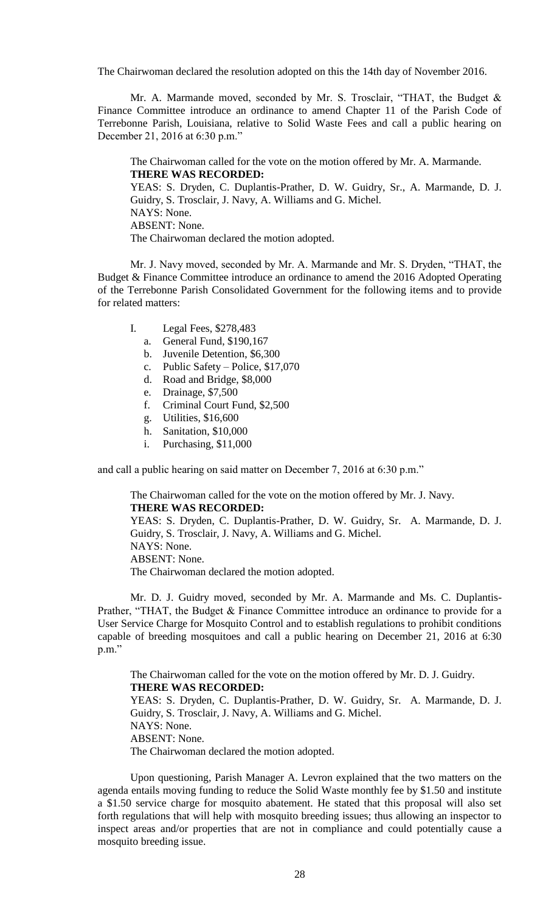The Chairwoman declared the resolution adopted on this the 14th day of November 2016.

Mr. A. Marmande moved, seconded by Mr. S. Trosclair, "THAT, the Budget & Finance Committee introduce an ordinance to amend Chapter 11 of the Parish Code of Terrebonne Parish, Louisiana, relative to Solid Waste Fees and call a public hearing on December 21, 2016 at 6:30 p.m."

The Chairwoman called for the vote on the motion offered by Mr. A. Marmande.
**THERE WAS RECORDED:**
YEAS: S. Dryden, C. Duplantis-Prather, D. W. Guidry, Sr., A. Marmande, D. J. Guidry, S. Trosclair, J. Navy, A. Williams and G. Michel.
NAYS: None.
ABSENT: None.
The Chairwoman declared the motion adopted.

Mr. J. Navy moved, seconded by Mr. A. Marmande and Mr. S. Dryden, "THAT, the Budget & Finance Committee introduce an ordinance to amend the 2016 Adopted Operating of the Terrebonne Parish Consolidated Government for the following items and to provide for related matters:

I. Legal Fees, $278,483
   a. General Fund, $190,167
   b. Juvenile Detention, $6,300
   c. Public Safety – Police, $17,070
   d. Road and Bridge, $8,000
   e. Drainage, $7,500
   f. Criminal Court Fund, $2,500
   g. Utilities, $16,600
   h. Sanitation, $10,000
   i. Purchasing, $11,000

and call a public hearing on said matter on December 7, 2016 at 6:30 p.m."

The Chairwoman called for the vote on the motion offered by Mr. J. Navy.
**THERE WAS RECORDED:**
YEAS: S. Dryden, C. Duplantis-Prather, D. W. Guidry, Sr. A. Marmande, D. J. Guidry, S. Trosclair, J. Navy, A. Williams and G. Michel.
NAYS: None.
ABSENT: None.
The Chairwoman declared the motion adopted.

Mr. D. J. Guidry moved, seconded by Mr. A. Marmande and Ms. C. Duplantis-Prather, "THAT, the Budget & Finance Committee introduce an ordinance to provide for a User Service Charge for Mosquito Control and to establish regulations to prohibit conditions capable of breeding mosquitoes and call a public hearing on December 21, 2016 at 6:30 p.m."

The Chairwoman called for the vote on the motion offered by Mr. D. J. Guidry.
**THERE WAS RECORDED:**
YEAS: S. Dryden, C. Duplantis-Prather, D. W. Guidry, Sr. A. Marmande, D. J. Guidry, S. Trosclair, J. Navy, A. Williams and G. Michel.
NAYS: None.
ABSENT: None.
The Chairwoman declared the motion adopted.

Upon questioning, Parish Manager A. Levron explained that the two matters on the agenda entails moving funding to reduce the Solid Waste monthly fee by $1.50 and institute a $1.50 service charge for mosquito abatement. He stated that this proposal will also set forth regulations that will help with mosquito breeding issues; thus allowing an inspector to inspect areas and/or properties that are not in compliance and could potentially cause a mosquito breeding issue.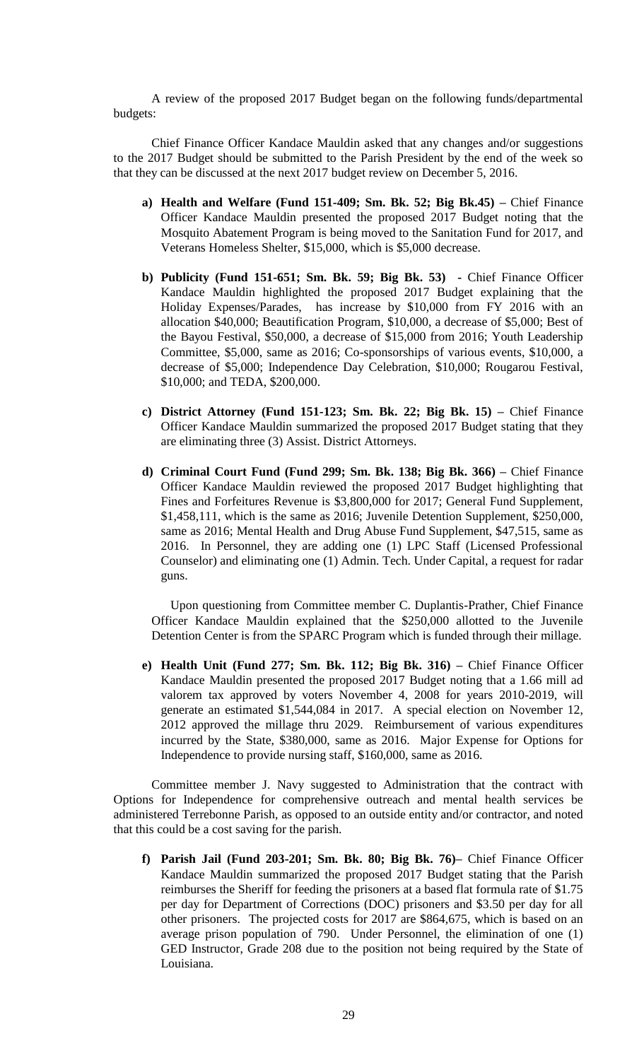A review of the proposed 2017 Budget began on the following funds/departmental budgets:

Chief Finance Officer Kandace Mauldin asked that any changes and/or suggestions to the 2017 Budget should be submitted to the Parish President by the end of the week so that they can be discussed at the next 2017 budget review on December 5, 2016.

a) **Health and Welfare (Fund 151-409; Sm. Bk. 52; Big Bk.45) –** Chief Finance Officer Kandace Mauldin presented the proposed 2017 Budget noting that the Mosquito Abatement Program is being moved to the Sanitation Fund for 2017, and Veterans Homeless Shelter, $15,000, which is $5,000 decrease.

b) **Publicity (Fund 151-651; Sm. Bk. 59; Big Bk. 53)** - Chief Finance Officer Kandace Mauldin highlighted the proposed 2017 Budget explaining that the Holiday Expenses/Parades, has increase by $10,000 from FY 2016 with an allocation $40,000; Beautification Program, $10,000, a decrease of $5,000; Best of the Bayou Festival, $50,000, a decrease of $15,000 from 2016; Youth Leadership Committee, $5,000, same as 2016; Co-sponsorships of various events, $10,000, a decrease of $5,000; Independence Day Celebration, $10,000; Rougarou Festival, $10,000; and TEDA, $200,000.

c) **District Attorney (Fund 151-123; Sm. Bk. 22; Big Bk. 15) –** Chief Finance Officer Kandace Mauldin summarized the proposed 2017 Budget stating that they are eliminating three (3) Assist. District Attorneys.

d) **Criminal Court Fund (Fund 299; Sm. Bk. 138; Big Bk. 366) –** Chief Finance Officer Kandace Mauldin reviewed the proposed 2017 Budget highlighting that Fines and Forfeitures Revenue is $3,800,000 for 2017; General Fund Supplement, $1,458,111, which is the same as 2016; Juvenile Detention Supplement, $250,000, same as 2016; Mental Health and Drug Abuse Fund Supplement, $47,515, same as 2016. In Personnel, they are adding one (1) LPC Staff (Licensed Professional Counselor) and eliminating one (1) Admin. Tech. Under Capital, a request for radar guns.

Upon questioning from Committee member C. Duplantis-Prather, Chief Finance Officer Kandace Mauldin explained that the $250,000 allotted to the Juvenile Detention Center is from the SPARC Program which is funded through their millage.

e) **Health Unit (Fund 277; Sm. Bk. 112; Big Bk. 316) –** Chief Finance Officer Kandace Mauldin presented the proposed 2017 Budget noting that a 1.66 mill ad valorem tax approved by voters November 4, 2008 for years 2010-2019, will generate an estimated $1,544,084 in 2017. A special election on November 12, 2012 approved the millage thru 2029. Reimbursement of various expenditures incurred by the State, $380,000, same as 2016. Major Expense for Options for Independence to provide nursing staff, $160,000, same as 2016.

Committee member J. Navy suggested to Administration that the contract with Options for Independence for comprehensive outreach and mental health services be administered Terrebonne Parish, as opposed to an outside entity and/or contractor, and noted that this could be a cost saving for the parish.

f) **Parish Jail (Fund 203-201; Sm. Bk. 80; Big Bk. 76)–** Chief Finance Officer Kandace Mauldin summarized the proposed 2017 Budget stating that the Parish reimburses the Sheriff for feeding the prisoners at a based flat formula rate of $1.75 per day for Department of Corrections (DOC) prisoners and $3.50 per day for all other prisoners. The projected costs for 2017 are $864,675, which is based on an average prison population of 790. Under Personnel, the elimination of one (1) GED Instructor, Grade 208 due to the position not being required by the State of Louisiana.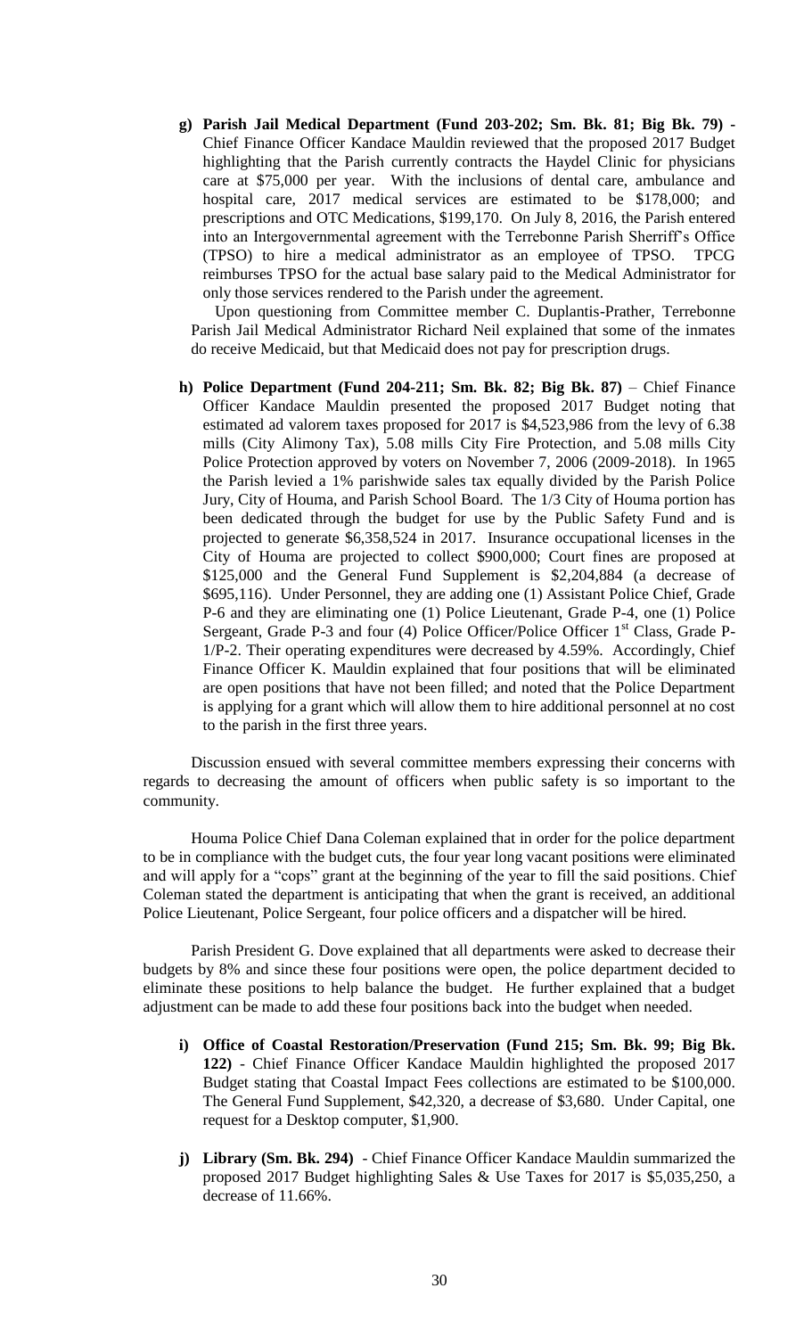g) **Parish Jail Medical Department (Fund 203-202; Sm. Bk. 81; Big Bk. 79)** - Chief Finance Officer Kandace Mauldin reviewed that the proposed 2017 Budget highlighting that the Parish currently contracts the Haydel Clinic for physicians care at $75,000 per year. With the inclusions of dental care, ambulance and hospital care, 2017 medical services are estimated to be $178,000; and prescriptions and OTC Medications, $199,170. On July 8, 2016, the Parish entered into an Intergovernmental agreement with the Terrebonne Parish Sherriff's Office (TPSO) to hire a medical administrator as an employee of TPSO. TPCG reimburses TPSO for the actual base salary paid to the Medical Administrator for only those services rendered to the Parish under the agreement.

   Upon questioning from Committee member C. Duplantis-Prather, Terrebonne Parish Jail Medical Administrator Richard Neil explained that some of the inmates do receive Medicaid, but that Medicaid does not pay for prescription drugs.

h) **Police Department (Fund 204-211; Sm. Bk. 82; Big Bk. 87)** – Chief Finance Officer Kandace Mauldin presented the proposed 2017 Budget noting that estimated ad valorem taxes proposed for 2017 is $4,523,986 from the levy of 6.38 mills (City Alimony Tax), 5.08 mills City Fire Protection, and 5.08 mills City Police Protection approved by voters on November 7, 2006 (2009-2018). In 1965 the Parish levied a 1% parishwide sales tax equally divided by the Parish Police Jury, City of Houma, and Parish School Board. The 1/3 City of Houma portion has been dedicated through the budget for use by the Public Safety Fund and is projected to generate $6,358,524 in 2017. Insurance occupational licenses in the City of Houma are projected to collect $900,000; Court fines are proposed at $125,000 and the General Fund Supplement is $2,204,884 (a decrease of $695,116). Under Personnel, they are adding one (1) Assistant Police Chief, Grade P-6 and they are eliminating one (1) Police Lieutenant, Grade P-4, one (1) Police Sergeant, Grade P-3 and four (4) Police Officer/Police Officer 1st Class, Grade P-1/P-2. Their operating expenditures were decreased by 4.59%. Accordingly, Chief Finance Officer K. Mauldin explained that four positions that will be eliminated are open positions that have not been filled; and noted that the Police Department is applying for a grant which will allow them to hire additional personnel at no cost to the parish in the first three years.

Discussion ensued with several committee members expressing their concerns with regards to decreasing the amount of officers when public safety is so important to the community.

Houma Police Chief Dana Coleman explained that in order for the police department to be in compliance with the budget cuts, the four year long vacant positions were eliminated and will apply for a "cops" grant at the beginning of the year to fill the said positions. Chief Coleman stated the department is anticipating that when the grant is received, an additional Police Lieutenant, Police Sergeant, four police officers and a dispatcher will be hired.

Parish President G. Dove explained that all departments were asked to decrease their budgets by 8% and since these four positions were open, the police department decided to eliminate these positions to help balance the budget. He further explained that a budget adjustment can be made to add these four positions back into the budget when needed.

i) **Office of Coastal Restoration/Preservation (Fund 215; Sm. Bk. 99; Big Bk. 122)** - Chief Finance Officer Kandace Mauldin highlighted the proposed 2017 Budget stating that Coastal Impact Fees collections are estimated to be $100,000. The General Fund Supplement, $42,320, a decrease of $3,680. Under Capital, one request for a Desktop computer, $1,900.

j) **Library (Sm. Bk. 294)** - Chief Finance Officer Kandace Mauldin summarized the proposed 2017 Budget highlighting Sales & Use Taxes for 2017 is $5,035,250, a decrease of 11.66%.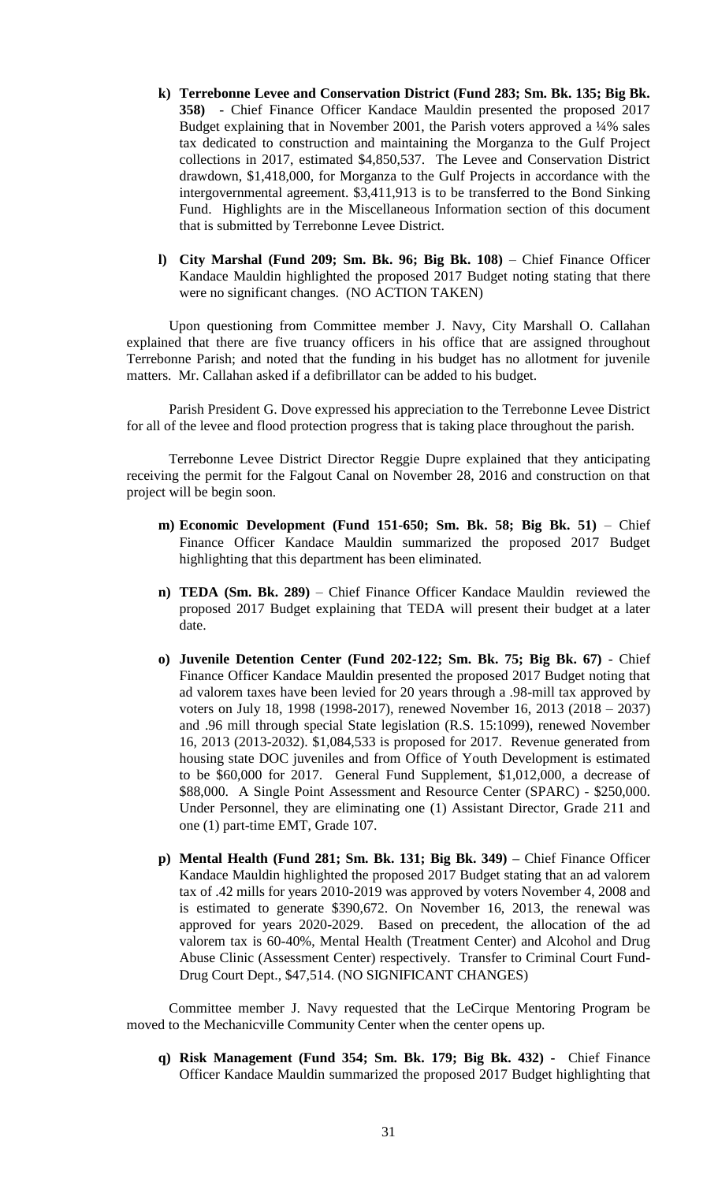- **k) Terrebonne Levee and Conservation District (Fund 283; Sm. Bk. 135; Big Bk. 358)** - Chief Finance Officer Kandace Mauldin presented the proposed 2017 Budget explaining that in November 2001, the Parish voters approved a ¼% sales tax dedicated to construction and maintaining the Morganza to the Gulf Project collections in 2017, estimated $4,850,537. The Levee and Conservation District drawdown, $1,418,000, for Morganza to the Gulf Projects in accordance with the intergovernmental agreement. $3,411,913 is to be transferred to the Bond Sinking Fund. Highlights are in the Miscellaneous Information section of this document that is submitted by Terrebonne Levee District.

- **l) City Marshal (Fund 209; Sm. Bk. 96; Big Bk. 108)** – Chief Finance Officer Kandace Mauldin highlighted the proposed 2017 Budget noting stating that there were no significant changes. (NO ACTION TAKEN)

Upon questioning from Committee member J. Navy, City Marshall O. Callahan explained that there are five truancy officers in his office that are assigned throughout Terrebonne Parish; and noted that the funding in his budget has no allotment for juvenile matters. Mr. Callahan asked if a defibrillator can be added to his budget.

Parish President G. Dove expressed his appreciation to the Terrebonne Levee District for all of the levee and flood protection progress that is taking place throughout the parish.

Terrebonne Levee District Director Reggie Dupre explained that they anticipating receiving the permit for the Falgout Canal on November 28, 2016 and construction on that project will be begin soon.

- **m) Economic Development (Fund 151-650; Sm. Bk. 58; Big Bk. 51)** – Chief Finance Officer Kandace Mauldin summarized the proposed 2017 Budget highlighting that this department has been eliminated.

- **n) TEDA (Sm. Bk. 289)** – Chief Finance Officer Kandace Mauldin reviewed the proposed 2017 Budget explaining that TEDA will present their budget at a later date.

- **o) Juvenile Detention Center (Fund 202-122; Sm. Bk. 75; Big Bk. 67)** - Chief Finance Officer Kandace Mauldin presented the proposed 2017 Budget noting that ad valorem taxes have been levied for 20 years through a .98-mill tax approved by voters on July 18, 1998 (1998-2017), renewed November 16, 2013 (2018 – 2037) and .96 mill through special State legislation (R.S. 15:1099), renewed November 16, 2013 (2013-2032). $1,084,533 is proposed for 2017. Revenue generated from housing state DOC juveniles and from Office of Youth Development is estimated to be $60,000 for 2017. General Fund Supplement, $1,012,000, a decrease of $88,000. A Single Point Assessment and Resource Center (SPARC) - $250,000. Under Personnel, they are eliminating one (1) Assistant Director, Grade 211 and one (1) part-time EMT, Grade 107.

- **p) Mental Health (Fund 281; Sm. Bk. 131; Big Bk. 349) –** Chief Finance Officer Kandace Mauldin highlighted the proposed 2017 Budget stating that an ad valorem tax of .42 mills for years 2010-2019 was approved by voters November 4, 2008 and is estimated to generate $390,672. On November 16, 2013, the renewal was approved for years 2020-2029. Based on precedent, the allocation of the ad valorem tax is 60-40%, Mental Health (Treatment Center) and Alcohol and Drug Abuse Clinic (Assessment Center) respectively. Transfer to Criminal Court Fund-Drug Court Dept., $47,514. (NO SIGNIFICANT CHANGES)

Committee member J. Navy requested that the LeCirque Mentoring Program be moved to the Mechanicville Community Center when the center opens up.

- **q) Risk Management (Fund 354; Sm. Bk. 179; Big Bk. 432) -** Chief Finance Officer Kandace Mauldin summarized the proposed 2017 Budget highlighting that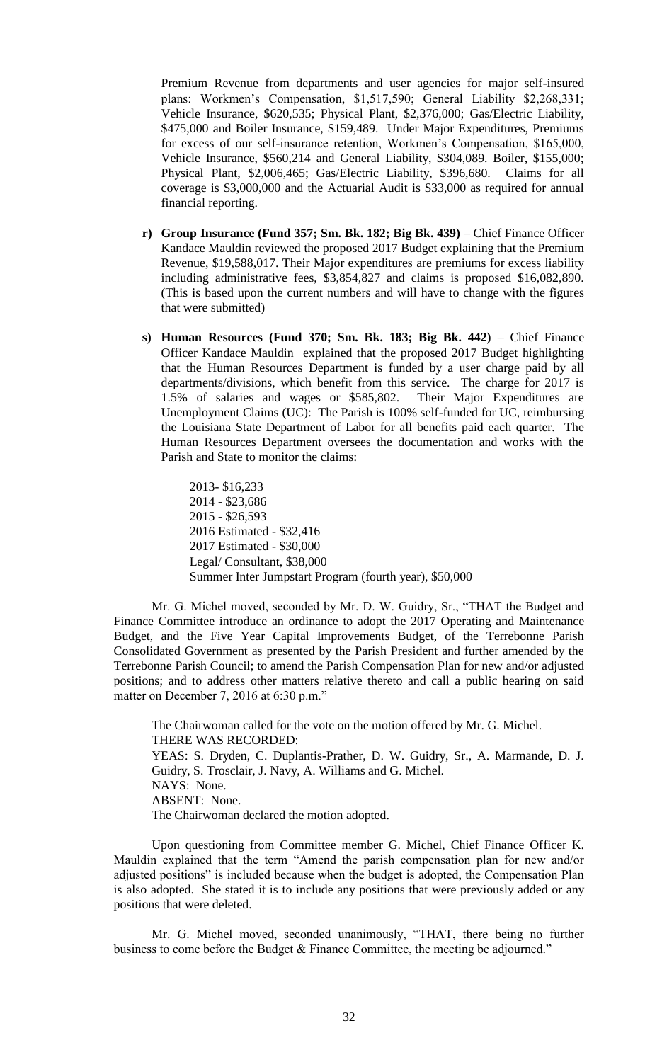Premium Revenue from departments and user agencies for major self-insured plans: Workmen's Compensation, $1,517,590; General Liability $2,268,331; Vehicle Insurance, $620,535; Physical Plant, $2,376,000; Gas/Electric Liability, $475,000 and Boiler Insurance, $159,489. Under Major Expenditures, Premiums for excess of our self-insurance retention, Workmen's Compensation, $165,000, Vehicle Insurance, $560,214 and General Liability, $304,089. Boiler, $155,000; Physical Plant, $2,006,465; Gas/Electric Liability, $396,680. Claims for all coverage is $3,000,000 and the Actuarial Audit is $33,000 as required for annual financial reporting.

r) **Group Insurance (Fund 357; Sm. Bk. 182; Big Bk. 439)** – Chief Finance Officer Kandace Mauldin reviewed the proposed 2017 Budget explaining that the Premium Revenue, $19,588,017. Their Major expenditures are premiums for excess liability including administrative fees, $3,854,827 and claims is proposed $16,082,890. (This is based upon the current numbers and will have to change with the figures that were submitted)

s) **Human Resources (Fund 370; Sm. Bk. 183; Big Bk. 442)** – Chief Finance Officer Kandace Mauldin explained that the proposed 2017 Budget highlighting that the Human Resources Department is funded by a user charge paid by all departments/divisions, which benefit from this service. The charge for 2017 is 1.5% of salaries and wages or $585,802. Their Major Expenditures are Unemployment Claims (UC): The Parish is 100% self-funded for UC, reimbursing the Louisiana State Department of Labor for all benefits paid each quarter. The Human Resources Department oversees the documentation and works with the Parish and State to monitor the claims:

2013- $16,233
2014 - $23,686
2015 - $26,593
2016 Estimated - $32,416
2017 Estimated - $30,000
Legal/ Consultant, $38,000
Summer Inter Jumpstart Program (fourth year), $50,000

Mr. G. Michel moved, seconded by Mr. D. W. Guidry, Sr., "THAT the Budget and Finance Committee introduce an ordinance to adopt the 2017 Operating and Maintenance Budget, and the Five Year Capital Improvements Budget, of the Terrebonne Parish Consolidated Government as presented by the Parish President and further amended by the Terrebonne Parish Council; to amend the Parish Compensation Plan for new and/or adjusted positions; and to address other matters relative thereto and call a public hearing on said matter on December 7, 2016 at 6:30 p.m."

The Chairwoman called for the vote on the motion offered by Mr. G. Michel.
THERE WAS RECORDED:
YEAS: S. Dryden, C. Duplantis-Prather, D. W. Guidry, Sr., A. Marmande, D. J. Guidry, S. Trosclair, J. Navy, A. Williams and G. Michel.
NAYS: None.
ABSENT: None.
The Chairwoman declared the motion adopted.

Upon questioning from Committee member G. Michel, Chief Finance Officer K. Mauldin explained that the term "Amend the parish compensation plan for new and/or adjusted positions" is included because when the budget is adopted, the Compensation Plan is also adopted. She stated it is to include any positions that were previously added or any positions that were deleted.

Mr. G. Michel moved, seconded unanimously, "THAT, there being no further business to come before the Budget & Finance Committee, the meeting be adjourned."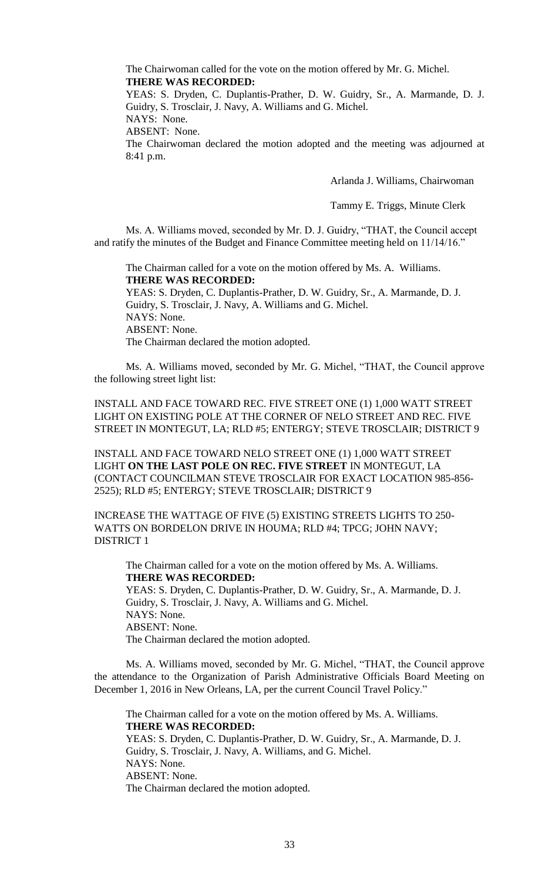The Chairwoman called for the vote on the motion offered by Mr. G. Michel.

**THERE WAS RECORDED:**

YEAS: S. Dryden, C. Duplantis-Prather, D. W. Guidry, Sr., A. Marmande, D. J. Guidry, S. Trosclair, J. Navy, A. Williams and G. Michel.

NAYS: None.

ABSENT: None.

The Chairwoman declared the motion adopted and the meeting was adjourned at 8:41 p.m.

Arlanda J. Williams, Chairwoman

Tammy E. Triggs, Minute Clerk

Ms. A. Williams moved, seconded by Mr. D. J. Guidry, "THAT, the Council accept and ratify the minutes of the Budget and Finance Committee meeting held on 11/14/16."

The Chairman called for a vote on the motion offered by Ms. A. Williams.

**THERE WAS RECORDED:**

YEAS: S. Dryden, C. Duplantis-Prather, D. W. Guidry, Sr., A. Marmande, D. J. Guidry, S. Trosclair, J. Navy, A. Williams and G. Michel.

NAYS: None.

ABSENT: None.

The Chairman declared the motion adopted.

Ms. A. Williams moved, seconded by Mr. G. Michel, "THAT, the Council approve the following street light list:

INSTALL AND FACE TOWARD REC. FIVE STREET ONE (1) 1,000 WATT STREET LIGHT ON EXISTING POLE AT THE CORNER OF NELO STREET AND REC. FIVE STREET IN MONTEGUT, LA; RLD #5; ENTERGY; STEVE TROSCLAIR; DISTRICT 9

INSTALL AND FACE TOWARD NELO STREET ONE (1) 1,000 WATT STREET LIGHT **ON THE LAST POLE ON REC. FIVE STREET** IN MONTEGUT, LA (CONTACT COUNCILMAN STEVE TROSCLAIR FOR EXACT LOCATION 985-856-2525); RLD #5; ENTERGY; STEVE TROSCLAIR; DISTRICT 9

INCREASE THE WATTAGE OF FIVE (5) EXISTING STREETS LIGHTS TO 250-WATTS ON BORDELON DRIVE IN HOUMA; RLD #4; TPCG; JOHN NAVY; DISTRICT 1

The Chairman called for a vote on the motion offered by Ms. A. Williams.

**THERE WAS RECORDED:**

YEAS: S. Dryden, C. Duplantis-Prather, D. W. Guidry, Sr., A. Marmande, D. J. Guidry, S. Trosclair, J. Navy, A. Williams and G. Michel.

NAYS: None.

ABSENT: None.

The Chairman declared the motion adopted.

Ms. A. Williams moved, seconded by Mr. G. Michel, "THAT, the Council approve the attendance to the Organization of Parish Administrative Officials Board Meeting on December 1, 2016 in New Orleans, LA, per the current Council Travel Policy."

The Chairman called for a vote on the motion offered by Ms. A. Williams.

**THERE WAS RECORDED:**

YEAS: S. Dryden, C. Duplantis-Prather, D. W. Guidry, Sr., A. Marmande, D. J. Guidry, S. Trosclair, J. Navy, A. Williams, and G. Michel.

NAYS: None.

ABSENT: None.

The Chairman declared the motion adopted.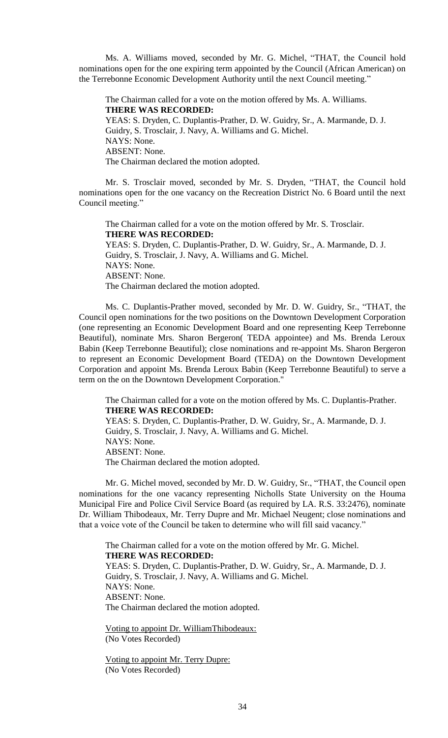Ms. A. Williams moved, seconded by Mr. G. Michel, "THAT, the Council hold nominations open for the one expiring term appointed by the Council (African American) on the Terrebonne Economic Development Authority until the next Council meeting."

The Chairman called for a vote on the motion offered by Ms. A. Williams.
**THERE WAS RECORDED:**
YEAS: S. Dryden, C. Duplantis-Prather, D. W. Guidry, Sr., A. Marmande, D. J. Guidry, S. Trosclair, J. Navy, A. Williams and G. Michel.
NAYS: None.
ABSENT: None.
The Chairman declared the motion adopted.

Mr. S. Trosclair moved, seconded by Mr. S. Dryden, "THAT, the Council hold nominations open for the one vacancy on the Recreation District No. 6 Board until the next Council meeting."

The Chairman called for a vote on the motion offered by Mr. S. Trosclair.
**THERE WAS RECORDED:**
YEAS: S. Dryden, C. Duplantis-Prather, D. W. Guidry, Sr., A. Marmande, D. J. Guidry, S. Trosclair, J. Navy, A. Williams and G. Michel.
NAYS: None.
ABSENT: None.
The Chairman declared the motion adopted.

Ms. C. Duplantis-Prather moved, seconded by Mr. D. W. Guidry, Sr., "THAT, the Council open nominations for the two positions on the Downtown Development Corporation (one representing an Economic Development Board and one representing Keep Terrebonne Beautiful), nominate Mrs. Sharon Bergeron( TEDA appointee) and Ms. Brenda Leroux Babin (Keep Terrebonne Beautiful); close nominations and re-appoint Ms. Sharon Bergeron to represent an Economic Development Board (TEDA) on the Downtown Development Corporation and appoint Ms. Brenda Leroux Babin (Keep Terrebonne Beautiful) to serve a term on the on the Downtown Development Corporation."

The Chairman called for a vote on the motion offered by Ms. C. Duplantis-Prather.
**THERE WAS RECORDED:**
YEAS: S. Dryden, C. Duplantis-Prather, D. W. Guidry, Sr., A. Marmande, D. J. Guidry, S. Trosclair, J. Navy, A. Williams and G. Michel.
NAYS: None.
ABSENT: None.
The Chairman declared the motion adopted.

Mr. G. Michel moved, seconded by Mr. D. W. Guidry, Sr., "THAT, the Council open nominations for the one vacancy representing Nicholls State University on the Houma Municipal Fire and Police Civil Service Board (as required by LA. R.S. 33:2476), nominate Dr. William Thibodeaux, Mr. Terry Dupre and Mr. Michael Neugent; close nominations and that a voice vote of the Council be taken to determine who will fill said vacancy."

The Chairman called for a vote on the motion offered by Mr. G. Michel.
**THERE WAS RECORDED:**
YEAS: S. Dryden, C. Duplantis-Prather, D. W. Guidry, Sr., A. Marmande, D. J. Guidry, S. Trosclair, J. Navy, A. Williams and G. Michel.
NAYS: None.
ABSENT: None.
The Chairman declared the motion adopted.

Voting to appoint Dr. WilliamThibodeaux:
(No Votes Recorded)

Voting to appoint Mr. Terry Dupre:
(No Votes Recorded)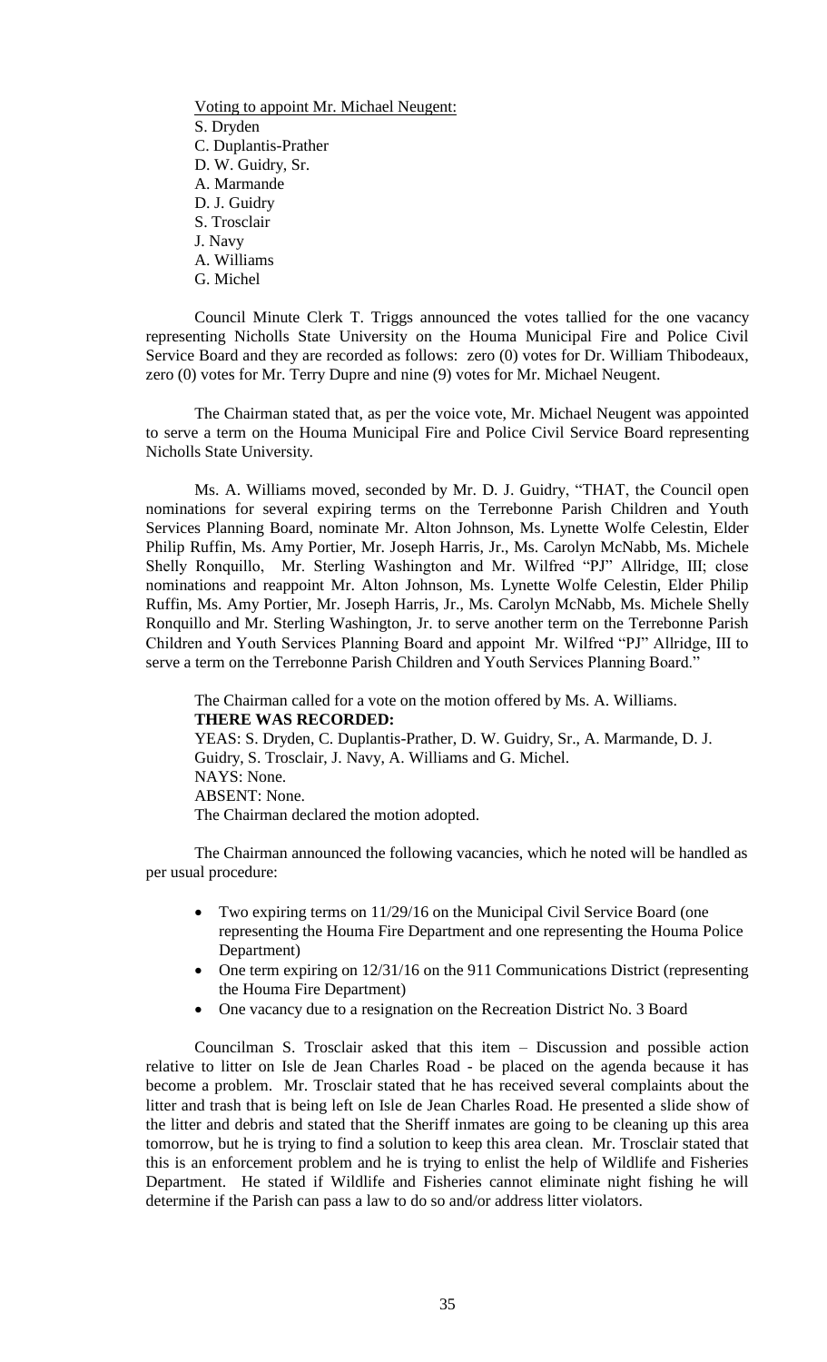Voting to appoint Mr. Michael Neugent:

S. Dryden
C. Duplantis-Prather
D. W. Guidry, Sr.
A. Marmande
D. J. Guidry
S. Trosclair
J. Navy
A. Williams
G. Michel

Council Minute Clerk T. Triggs announced the votes tallied for the one vacancy representing Nicholls State University on the Houma Municipal Fire and Police Civil Service Board and they are recorded as follows: zero (0) votes for Dr. William Thibodeaux, zero (0) votes for Mr. Terry Dupre and nine (9) votes for Mr. Michael Neugent.

The Chairman stated that, as per the voice vote, Mr. Michael Neugent was appointed to serve a term on the Houma Municipal Fire and Police Civil Service Board representing Nicholls State University.

Ms. A. Williams moved, seconded by Mr. D. J. Guidry, "THAT, the Council open nominations for several expiring terms on the Terrebonne Parish Children and Youth Services Planning Board, nominate Mr. Alton Johnson, Ms. Lynette Wolfe Celestin, Elder Philip Ruffin, Ms. Amy Portier, Mr. Joseph Harris, Jr., Ms. Carolyn McNabb, Ms. Michele Shelly Ronquillo, Mr. Sterling Washington and Mr. Wilfred "PJ" Allridge, III; close nominations and reappoint Mr. Alton Johnson, Ms. Lynette Wolfe Celestin, Elder Philip Ruffin, Ms. Amy Portier, Mr. Joseph Harris, Jr., Ms. Carolyn McNabb, Ms. Michele Shelly Ronquillo and Mr. Sterling Washington, Jr. to serve another term on the Terrebonne Parish Children and Youth Services Planning Board and appoint Mr. Wilfred "PJ" Allridge, III to serve a term on the Terrebonne Parish Children and Youth Services Planning Board."

The Chairman called for a vote on the motion offered by Ms. A. Williams.
**THERE WAS RECORDED:**
YEAS: S. Dryden, C. Duplantis-Prather, D. W. Guidry, Sr., A. Marmande, D. J. Guidry, S. Trosclair, J. Navy, A. Williams and G. Michel.
NAYS: None.
ABSENT: None.
The Chairman declared the motion adopted.

The Chairman announced the following vacancies, which he noted will be handled as per usual procedure:

- Two expiring terms on 11/29/16 on the Municipal Civil Service Board (one representing the Houma Fire Department and one representing the Houma Police Department)
- One term expiring on 12/31/16 on the 911 Communications District (representing the Houma Fire Department)
- One vacancy due to a resignation on the Recreation District No. 3 Board

Councilman S. Trosclair asked that this item – Discussion and possible action relative to litter on Isle de Jean Charles Road - be placed on the agenda because it has become a problem. Mr. Trosclair stated that he has received several complaints about the litter and trash that is being left on Isle de Jean Charles Road. He presented a slide show of the litter and debris and stated that the Sheriff inmates are going to be cleaning up this area tomorrow, but he is trying to find a solution to keep this area clean. Mr. Trosclair stated that this is an enforcement problem and he is trying to enlist the help of Wildlife and Fisheries Department. He stated if Wildlife and Fisheries cannot eliminate night fishing he will determine if the Parish can pass a law to do so and/or address litter violators.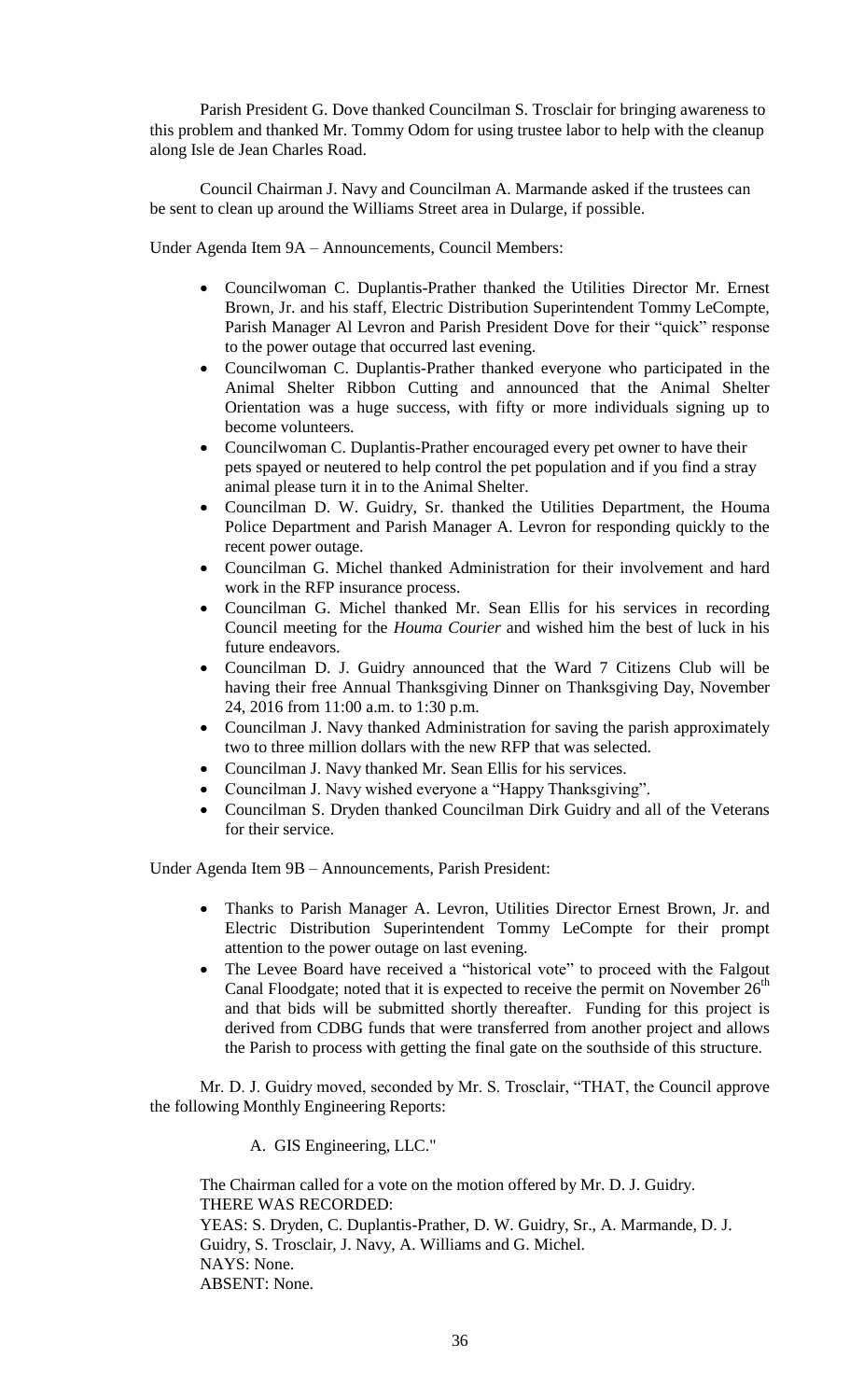Parish President G. Dove thanked Councilman S. Trosclair for bringing awareness to this problem and thanked Mr. Tommy Odom for using trustee labor to help with the cleanup along Isle de Jean Charles Road.

Council Chairman J. Navy and Councilman A. Marmande asked if the trustees can be sent to clean up around the Williams Street area in Dularge, if possible.

Under Agenda Item 9A – Announcements, Council Members:

- Councilwoman C. Duplantis-Prather thanked the Utilities Director Mr. Ernest Brown, Jr. and his staff, Electric Distribution Superintendent Tommy LeCompte, Parish Manager Al Levron and Parish President Dove for their "quick" response to the power outage that occurred last evening.
- Councilwoman C. Duplantis-Prather thanked everyone who participated in the Animal Shelter Ribbon Cutting and announced that the Animal Shelter Orientation was a huge success, with fifty or more individuals signing up to become volunteers.
- Councilwoman C. Duplantis-Prather encouraged every pet owner to have their pets spayed or neutered to help control the pet population and if you find a stray animal please turn it in to the Animal Shelter.
- Councilman D. W. Guidry, Sr. thanked the Utilities Department, the Houma Police Department and Parish Manager A. Levron for responding quickly to the recent power outage.
- Councilman G. Michel thanked Administration for their involvement and hard work in the RFP insurance process.
- Councilman G. Michel thanked Mr. Sean Ellis for his services in recording Council meeting for the *Houma Courier* and wished him the best of luck in his future endeavors.
- Councilman D. J. Guidry announced that the Ward 7 Citizens Club will be having their free Annual Thanksgiving Dinner on Thanksgiving Day, November 24, 2016 from 11:00 a.m. to 1:30 p.m.
- Councilman J. Navy thanked Administration for saving the parish approximately two to three million dollars with the new RFP that was selected.
- Councilman J. Navy thanked Mr. Sean Ellis for his services.
- Councilman J. Navy wished everyone a "Happy Thanksgiving".
- Councilman S. Dryden thanked Councilman Dirk Guidry and all of the Veterans for their service.

Under Agenda Item 9B – Announcements, Parish President:

- Thanks to Parish Manager A. Levron, Utilities Director Ernest Brown, Jr. and Electric Distribution Superintendent Tommy LeCompte for their prompt attention to the power outage on last evening.
- The Levee Board have received a "historical vote" to proceed with the Falgout Canal Floodgate; noted that it is expected to receive the permit on November 26th and that bids will be submitted shortly thereafter. Funding for this project is derived from CDBG funds that were transferred from another project and allows the Parish to process with getting the final gate on the southside of this structure.

Mr. D. J. Guidry moved, seconded by Mr. S. Trosclair, "THAT, the Council approve the following Monthly Engineering Reports:

A. GIS Engineering, LLC."

The Chairman called for a vote on the motion offered by Mr. D. J. Guidry.
THERE WAS RECORDED:
YEAS: S. Dryden, C. Duplantis-Prather, D. W. Guidry, Sr., A. Marmande, D. J. Guidry, S. Trosclair, J. Navy, A. Williams and G. Michel.
NAYS: None.
ABSENT: None.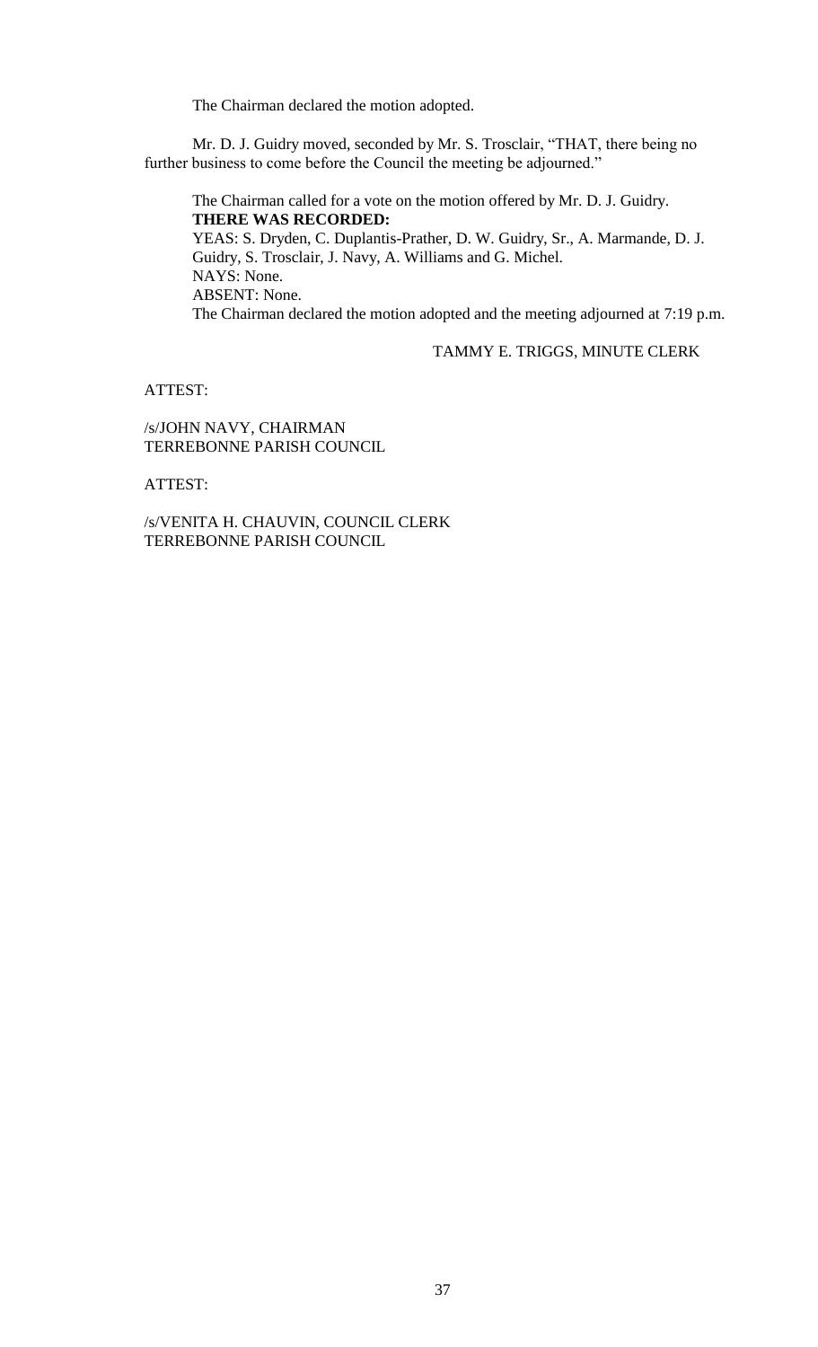The Chairman declared the motion adopted.

Mr. D. J. Guidry moved, seconded by Mr. S. Trosclair, "THAT, there being no further business to come before the Council the meeting be adjourned."

The Chairman called for a vote on the motion offered by Mr. D. J. Guidry.
**THERE WAS RECORDED:**
YEAS: S. Dryden, C. Duplantis-Prather, D. W. Guidry, Sr., A. Marmande, D. J. Guidry, S. Trosclair, J. Navy, A. Williams and G. Michel.
NAYS: None.
ABSENT: None.
The Chairman declared the motion adopted and the meeting adjourned at 7:19 p.m.

TAMMY E. TRIGGS, MINUTE CLERK

ATTEST:

/s/JOHN NAVY, CHAIRMAN
TERREBONNE PARISH COUNCIL

ATTEST:

/s/VENITA H. CHAUVIN, COUNCIL CLERK
TERREBONNE PARISH COUNCIL